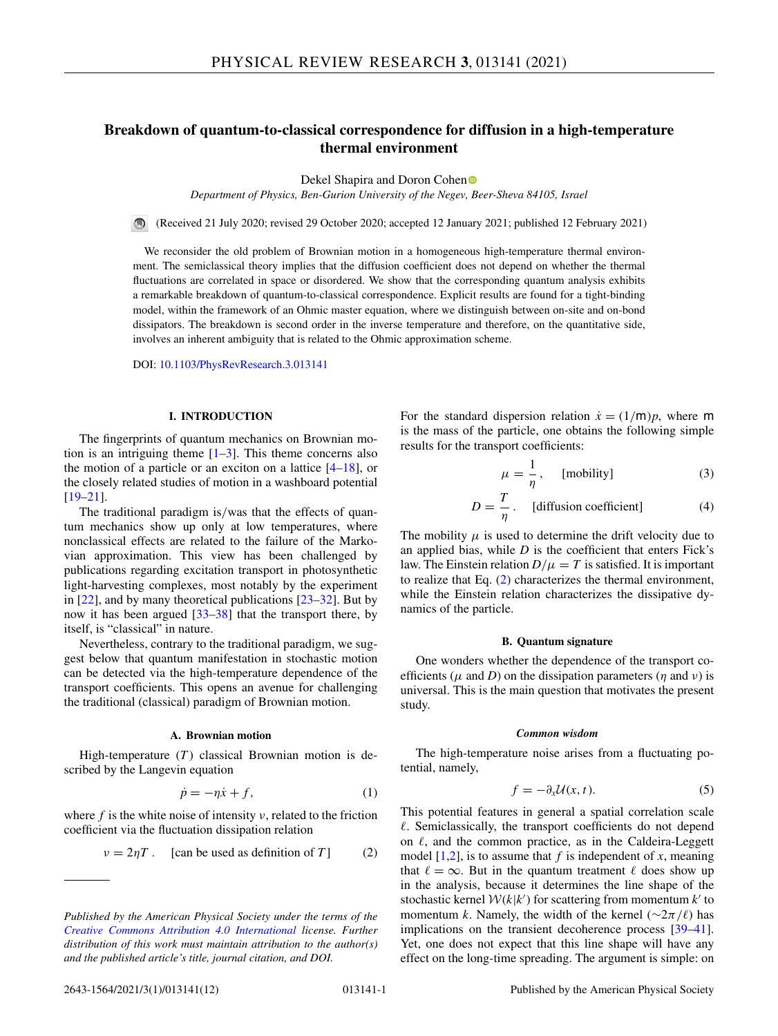# Breakdown of quantum-to-classical correspondence for diffusion in a high-temperature thermal environment

Dekel Shapira and Doron Cohen

*Department of Physics, Ben-Gurion University of the Negev, Beer-Sheva 84105, Israel*

(Received 21 July 2020; revised 29 October 2020; accepted 12 January 2021; published 12 February 2021)

We reconsider the old problem of Brownian motion in a homogeneous high-temperature thermal environment. The semiclassical theory implies that the diffusion coefficient does not depend on whether the thermal fluctuations are correlated in space or disordered. We show that the corresponding quantum analysis exhibits a remarkable breakdown of quantum-to-classical correspondence. Explicit results are found for a tight-binding model, within the framework of an Ohmic master equation, where we distinguish between on-site and on-bond dissipators. The breakdown is second order in the inverse temperature and therefore, on the quantitative side, involves an inherent ambiguity that is related to the Ohmic approximation scheme.

DOI: 10.1103/PhysRevResearch.3.013141

## I. INTRODUCTION

The fingerprints of quantum mechanics on Brownian motion is an intriguing theme [1–3]. This theme concerns also the motion of a particle or an exciton on a lattice [4–18], or the closely related studies of motion in a washboard potential [19–21].

The traditional paradigm is/was that the effects of quantum mechanics show up only at low temperatures, where nonclassical effects are related to the failure of the Markovian approximation. This view has been challenged by publications regarding excitation transport in photosynthetic light-harvesting complexes, most notably by the experiment in [22], and by many theoretical publications [23–32]. But by now it has been argued [33–38] that the transport there, by itself, is "classical" in nature.

Nevertheless, contrary to the traditional paradigm, we suggest below that quantum manifestation in stochastic motion can be detected via the high-temperature dependence of the transport coefficients. This opens an avenue for challenging the traditional (classical) paradigm of Brownian motion.

### A. Brownian motion

High-temperature ($T$) classical Brownian motion is described by the Langevin equation

$$\dot{p} = -\eta\dot{x} + f, \tag{1}$$

where $f$ is the white noise of intensity $\nu$, related to the friction coefficient via the fluctuation dissipation relation

$$\nu = 2\eta T. \quad \text{[can be used as definition of } T\text{]} \tag{2}$$

For the standard dispersion relation $\dot{x} = (1/\mathsf{m})p$, where $\mathsf{m}$ is the mass of the particle, one obtains the following simple results for the transport coefficients:

$$\mu = \frac{1}{\eta}, \quad \text{[mobility]} \tag{3}$$

$$D = \frac{T}{\eta}. \quad \text{[diffusion coefficient]} \tag{4}$$

The mobility $\mu$ is used to determine the drift velocity due to an applied bias, while $D$ is the coefficient that enters Fick's law. The Einstein relation $D/\mu = T$ is satisfied. It is important to realize that Eq. (2) characterizes the thermal environment, while the Einstein relation characterizes the dissipative dynamics of the particle.

### B. Quantum signature

One wonders whether the dependence of the transport coefficients ($\mu$ and $D$) on the dissipation parameters ($\eta$ and $\nu$) is universal. This is the main question that motivates the present study.

#### *Common wisdom*

The high-temperature noise arises from a fluctuating potential, namely,

$$f = -\partial_x \mathcal{U}(x,t). \tag{5}$$

This potential features in general a spatial correlation scale $\ell$. Semiclassically, the transport coefficients do not depend on $\ell$, and the common practice, as in the Caldeira-Leggett model [1,2], is to assume that $f$ is independent of $x$, meaning that $\ell = \infty$. But in the quantum treatment $\ell$ does show up in the analysis, because it determines the line shape of the stochastic kernel $\mathcal{W}(k|k')$ for scattering from momentum $k'$ to momentum $k$. Namely, the width of the kernel ($\sim 2\pi/\ell$) has implications on the transient decoherence process [39–41]. Yet, one does not expect that this line shape will have any effect on the long-time spreading. The argument is simple: on

---

*Published by the American Physical Society under the terms of the Creative Commons Attribution 4.0 International license. Further distribution of this work must maintain attribution to the author(s) and the published article's title, journal citation, and DOI.*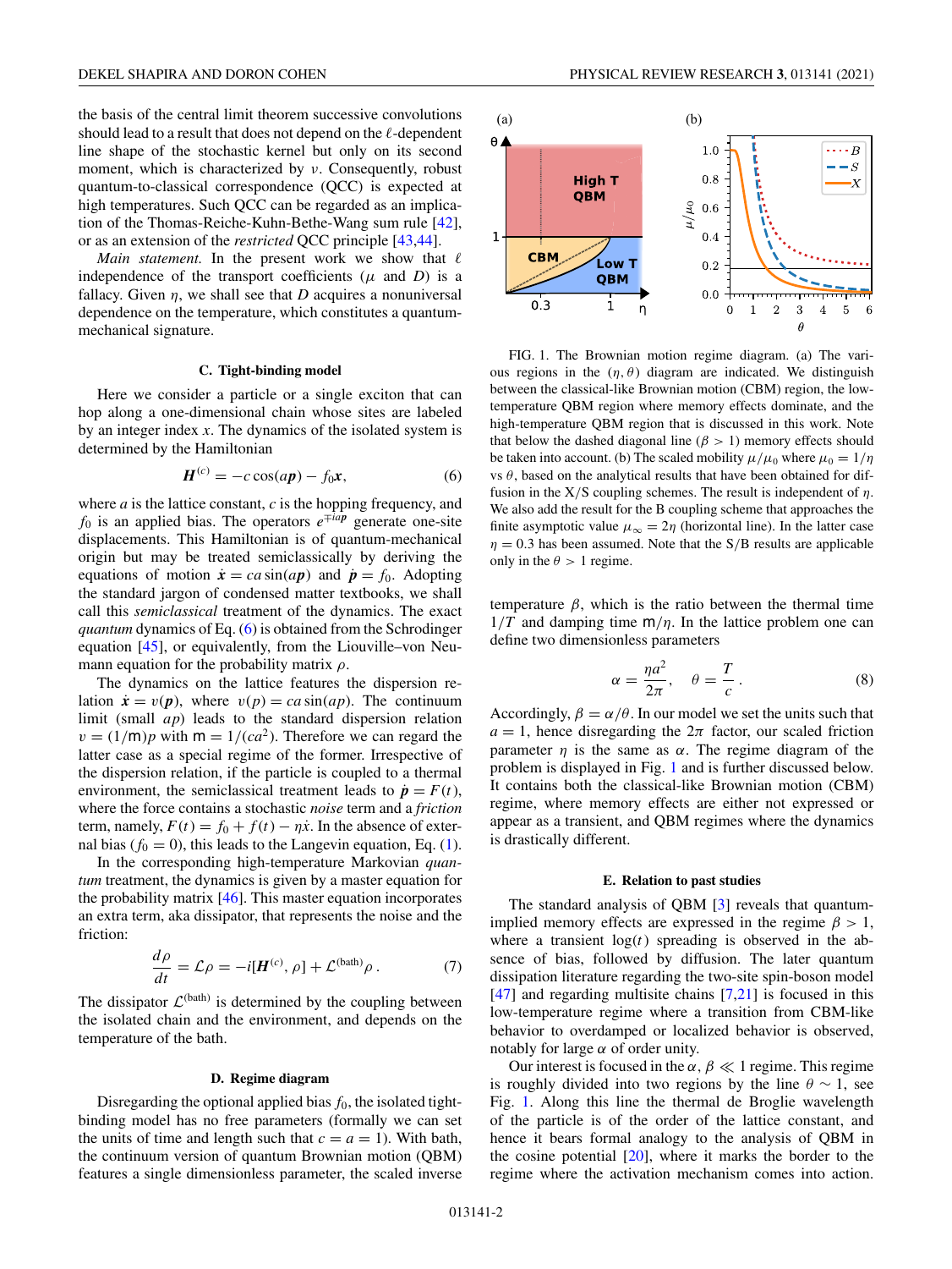the basis of the central limit theorem successive convolutions should lead to a result that does not depend on the $\ell$-dependent line shape of the stochastic kernel but only on its second moment, which is characterized by $\nu$. Consequently, robust quantum-to-classical correspondence (QCC) is expected at high temperatures. Such QCC can be regarded as an implication of the Thomas-Reiche-Kuhn-Bethe-Wang sum rule [42], or as an extension of the *restricted* QCC principle [43,44].

*Main statement.* In the present work we show that $\ell$ independence of the transport coefficients ($\mu$ and $D$) is a fallacy. Given $\eta$, we shall see that $D$ acquires a nonuniversal dependence on the temperature, which constitutes a quantum-mechanical signature.

### C. Tight-binding model

Here we consider a particle or a single exciton that can hop along a one-dimensional chain whose sites are labeled by an integer index $x$. The dynamics of the isolated system is determined by the Hamiltonian

$$\boldsymbol{H}^{(c)} = -c\cos(a\boldsymbol{p}) - f_0\boldsymbol{x}, \tag{6}$$

where $a$ is the lattice constant, $c$ is the hopping frequency, and $f_0$ is an applied bias. The operators $e^{\mp ia\boldsymbol{p}}$ generate one-site displacements. This Hamiltonian is of quantum-mechanical origin but may be treated semiclassically by deriving the equations of motion $\dot{\boldsymbol{x}} = ca\sin(a\boldsymbol{p})$ and $\dot{\boldsymbol{p}} = f_0$. Adopting the standard jargon of condensed matter textbooks, we shall call this *semiclassical* treatment of the dynamics. The exact *quantum* dynamics of Eq. (6) is obtained from the Schrodinger equation [45], or equivalently, from the Liouville–von Neumann equation for the probability matrix $\rho$.

The dynamics on the lattice features the dispersion relation $\dot{\boldsymbol{x}} = v(\boldsymbol{p})$, where $v(p) = ca\sin(ap)$. The continuum limit (small $(ap)$) leads to the standard dispersion relation $v = (1/\mathsf{m})p$ with $\mathsf{m} = 1/(ca^2)$. Therefore we can regard the latter case as a special regime of the former. Irrespective of the dispersion relation, if the particle is coupled to a thermal environment, the semiclassical treatment leads to $\dot{\boldsymbol{p}} = F(t)$, where the force contains a stochastic *noise* term and a *friction* term, namely, $F(t) = f_0 + f(t) - \eta\dot{x}$. In the absence of external bias ($f_0 = 0$), this leads to the Langevin equation, Eq. (1).

In the corresponding high-temperature Markovian *quantum* treatment, the dynamics is given by a master equation for the probability matrix [46]. This master equation incorporates an extra term, aka dissipator, that represents the noise and the friction:

$$\frac{d\rho}{dt} = \mathcal{L}\rho = -i[\boldsymbol{H}^{(c)}, \rho] + \mathcal{L}^{(\text{bath})}\rho\,. \tag{7}$$

The dissipator $\mathcal{L}^{(\text{bath})}$ is determined by the coupling between the isolated chain and the environment, and depends on the temperature of the bath.

### D. Regime diagram

Disregarding the optional applied bias $f_0$, the isolated tight-binding model has no free parameters (formally we can set the units of time and length such that $c = a = 1$). With bath, the continuum version of quantum Brownian motion (QBM) features a single dimensionless parameter, the scaled inverse temperature $\beta$, which is the ratio between the thermal time $1/T$ and damping time $\mathsf{m}/\eta$. In the lattice problem one can define two dimensionless parameters

$$\alpha = \frac{\eta a^2}{2\pi}, \quad \theta = \frac{T}{c}\,. \tag{8}$$

Accordingly, $\beta = \alpha/\theta$. In our model we set the units such that $a = 1$, hence disregarding the $2\pi$ factor, our scaled friction parameter $\eta$ is the same as $\alpha$. The regime diagram of the problem is displayed in Fig. 1 and is further discussed below. It contains both the classical-like Brownian motion (CBM) regime, where memory effects are either not expressed or appear as a transient, and QBM regimes where the dynamics is drastically different.

FIG. 1. The Brownian motion regime diagram. (a) The various regions in the $(\eta, \theta)$ diagram are indicated. We distinguish between the classical-like Brownian motion (CBM) region, the low-temperature QBM region where memory effects dominate, and the high-temperature QBM region that is discussed in this work. Note that below the dashed diagonal line ($\beta > 1$) memory effects should be taken into account. (b) The scaled mobility $\mu/\mu_0$ where $\mu_0 = 1/\eta$ vs $\theta$, based on the analytical results that have been obtained for diffusion in the X/S coupling schemes. The result is independent of $\eta$. We also add the result for the B coupling scheme that approaches the finite asymptotic value $\mu_\infty = 2\eta$ (horizontal line). In the latter case $\eta = 0.3$ has been assumed. Note that the S/B results are applicable only in the $\theta > 1$ regime.

### E. Relation to past studies

The standard analysis of QBM [3] reveals that quantum-implied memory effects are expressed in the regime $\beta > 1$, where a transient $\log(t)$ spreading is observed in the absence of bias, followed by diffusion. The later quantum dissipation literature regarding the two-site spin-boson model [47] and regarding multisite chains [7,21] is focused in this low-temperature regime where a transition from CBM-like behavior to overdamped or localized behavior is observed, notably for large $\alpha$ of order unity.

Our interest is focused in the $\alpha, \beta \ll 1$ regime. This regime is roughly divided into two regions by the line $\theta \sim 1$, see Fig. 1. Along this line the thermal de Broglie wavelength of the particle is of the order of the lattice constant, and hence it bears formal analogy to the analysis of QBM in the cosine potential [20], where it marks the border to the regime where the activation mechanism comes into action.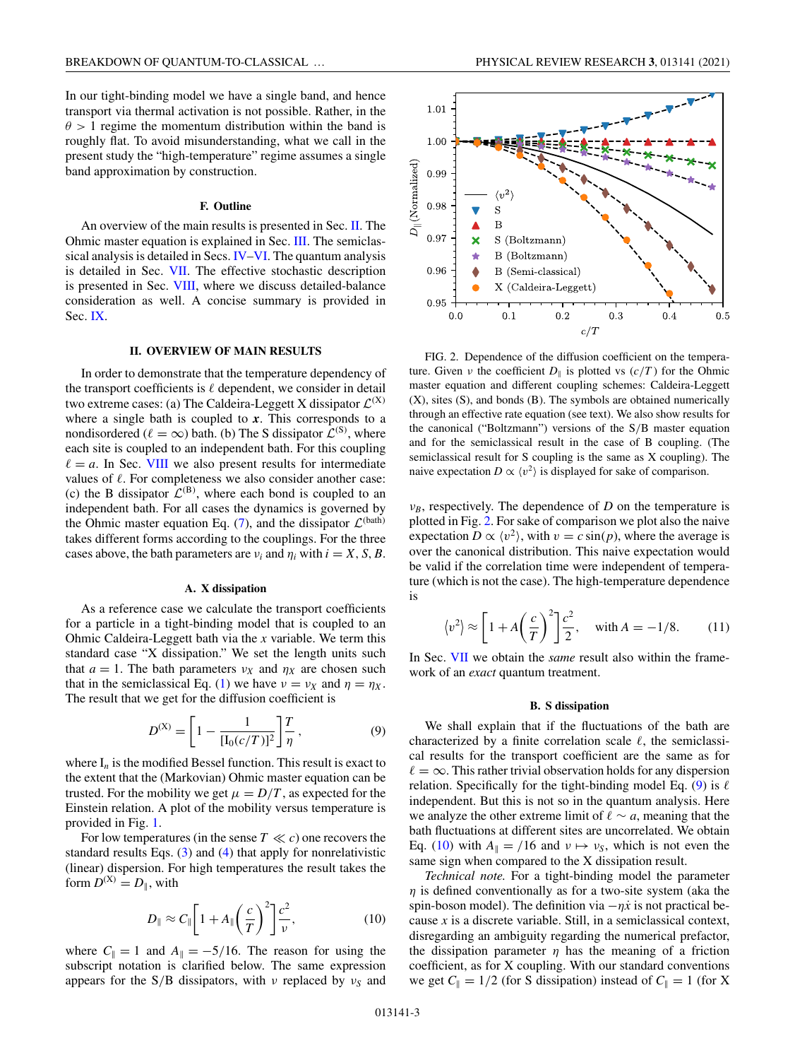In our tight-binding model we have a single band, and hence transport via thermal activation is not possible. Rather, in the $\theta > 1$ regime the momentum distribution within the band is roughly flat. To avoid misunderstanding, what we call in the present study the "high-temperature" regime assumes a single band approximation by construction.

### F. Outline

An overview of the main results is presented in Sec. II. The Ohmic master equation is explained in Sec. III. The semiclassical analysis is detailed in Secs. IV–VI. The quantum analysis is detailed in Sec. VII. The effective stochastic description is presented in Sec. VIII, where we discuss detailed-balance consideration as well. A concise summary is provided in Sec. IX.

## II. OVERVIEW OF MAIN RESULTS

In order to demonstrate that the temperature dependency of the transport coefficients is $\ell$ dependent, we consider in detail two extreme cases: (a) The Caldeira-Leggett X dissipator $\mathcal{L}^{(X)}$ where a single bath is coupled to $\boldsymbol{x}$. This corresponds to a nondisordered ($\ell = \infty$) bath. (b) The S dissipator $\mathcal{L}^{(S)}$, where each site is coupled to an independent bath. For this coupling $\ell = a$. In Sec. VIII we also present results for intermediate values of $\ell$. For completeness we also consider another case: (c) the B dissipator $\mathcal{L}^{(B)}$, where each bond is coupled to an independent bath. For all cases the dynamics is governed by the Ohmic master equation Eq. (7), and the dissipator $\mathcal{L}^{(\text{bath})}$ takes different forms according to the couplings. For the three cases above, the bath parameters are $\nu_i$ and $\eta_i$ with $i = X, S, B$.

### A. X dissipation

As a reference case we calculate the transport coefficients for a particle in a tight-binding model that is coupled to an Ohmic Caldeira-Leggett bath via the $x$ variable. We term this standard case "X dissipation." We set the length units such that $a = 1$. The bath parameters $\nu_X$ and $\eta_X$ are chosen such that in the semiclassical Eq. (1) we have $\nu = \nu_X$ and $\eta = \eta_X$. The result that we get for the diffusion coefficient is

$$D^{(X)} = \left[1 - \frac{1}{[\mathrm{I}_0(c/T)]^2}\right]\frac{T}{\eta}, \tag{9}$$

where $\mathrm{I}_n$ is the modified Bessel function. This result is exact to the extent that the (Markovian) Ohmic master equation can be trusted. For the mobility we get $\mu = D/T$, as expected for the Einstein relation. A plot of the mobility versus temperature is provided in Fig. 1.

For low temperatures (in the sense $T \ll c$) one recovers the standard results Eqs. (3) and (4) that apply for nonrelativistic (linear) dispersion. For high temperatures the result takes the form $D^{(X)} = D_\parallel$, with

$$D_\parallel \approx C_\parallel\left[1 + A_\parallel\left(\frac{c}{T}\right)^2\right]\frac{c^2}{\nu}, \tag{10}$$

where $C_\parallel = 1$ and $A_\parallel = -5/16$. The reason for using the subscript notation is clarified below. The same expression appears for the S/B dissipators, with $\nu$ replaced by $\nu_S$ and $\nu_B$, respectively. The dependence of $D$ on the temperature is plotted in Fig. 2. For sake of comparison we plot also the naive expectation $D \propto \langle v^2 \rangle$, with $v = c\sin(p)$, where the average is over the canonical distribution. This naive expectation would be valid if the correlation time were independent of temperature (which is not the case). The high-temperature dependence is

$$\langle v^2 \rangle \approx \left[1 + A\left(\frac{c}{T}\right)^2\right]\frac{c^2}{2}, \quad \text{with } A = -1/8. \tag{11}$$

In Sec. VII we obtain the *same* result also within the framework of an *exact* quantum treatment.

FIG. 2. Dependence of the diffusion coefficient on the temperature. Given $\nu$ the coefficient $D_\parallel$ is plotted vs $(c/T)$ for the Ohmic master equation and different coupling schemes: Caldeira-Leggett (X), sites (S), and bonds (B). The symbols are obtained numerically through an effective rate equation (see text). We also show results for the canonical ("Boltzmann") versions of the S/B master equation and for the semiclassical result in the case of B coupling. (The semiclassical result for S coupling is the same as X coupling). The naive expectation $D \propto \langle v^2 \rangle$ is displayed for sake of comparison.

### B. S dissipation

We shall explain that if the fluctuations of the bath are characterized by a finite correlation scale $\ell$, the semiclassical results for the transport coefficient are the same as for $\ell = \infty$. This rather trivial observation holds for any dispersion relation. Specifically for the tight-binding model Eq. (9) is $\ell$ independent. But this is not so in the quantum analysis. Here we analyze the other extreme limit of $\ell \sim a$, meaning that the bath fluctuations at different sites are uncorrelated. We obtain Eq. (10) with $A_\parallel = /16$ and $\nu \mapsto \nu_S$, which is not even the same sign when compared to the X dissipation result.

*Technical note.* For a tight-binding model the parameter $\eta$ is defined conventionally as for a two-site system (aka the spin-boson model). The definition via $-\eta\dot{x}$ is not practical because $x$ is a discrete variable. Still, in a semiclassical context, disregarding an ambiguity regarding the numerical prefactor, the dissipation parameter $\eta$ has the meaning of a friction coefficient, as for X coupling. With our standard conventions we get $C_\parallel = 1/2$ (for S dissipation) instead of $C_\parallel = 1$ (for X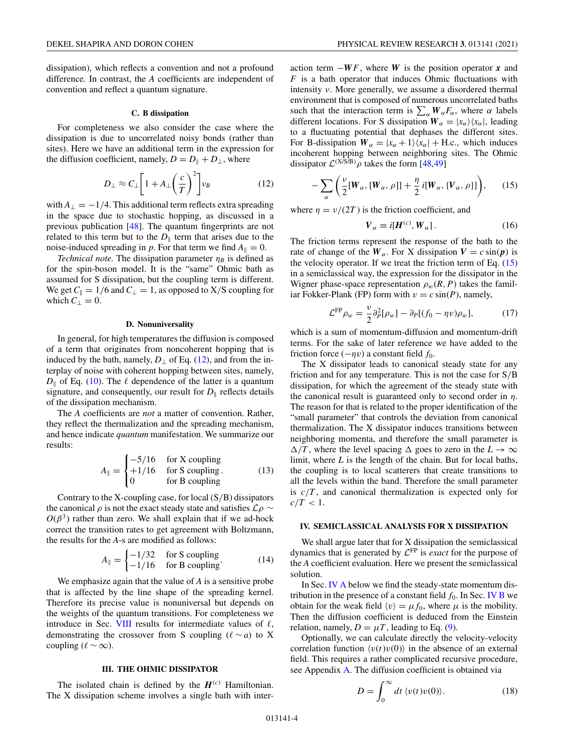dissipation), which reflects a convention and not a profound difference. In contrast, the $A$ coefficients are independent of convention and reflect a quantum signature.

### C. B dissipation

For completeness we also consider the case where the dissipation is due to uncorrelated noisy bonds (rather than sites). Here we have an additional term in the expression for the diffusion coefficient, namely, $D = D_{\parallel} + D_{\perp}$, where

$$D_{\perp} \approx C_{\perp}\left[1 + A_{\perp}\left(\frac{c}{T}\right)^2\right]\nu_B \tag{12}$$

with $A_{\perp} = -1/4$. This additional term reflects extra spreading in the space due to stochastic hopping, as discussed in a previous publication [48]. The quantum fingerprints are not related to this term but to the $D_{\parallel}$ term that arises due to the noise-induced spreading in $p$. For that term we find $A_{\parallel} = 0$.

*Technical note.* The dissipation parameter $\eta_B$ is defined as for the spin-boson model. It is the "same" Ohmic bath as assumed for S dissipation, but the coupling term is different. We get $C_{\parallel} = 1/6$ and $C_{\perp} = 1$, as opposed to X/S coupling for which $C_{\perp} = 0$.

### D. Nonuniversality

In general, for high temperatures the diffusion is composed of a term that originates from noncoherent hopping that is induced by the bath, namely, $D_{\perp}$ of Eq. (12), and from the interplay of noise with coherent hopping between sites, namely, $D_{\parallel}$ of Eq. (10). The $\ell$ dependence of the latter is a quantum signature, and consequently, our result for $D_{\parallel}$ reflects details of the dissipation mechanism.

The $A$ coefficients are *not* a matter of convention. Rather, they reflect the thermalization and the spreading mechanism, and hence indicate *quantum* manifestation. We summarize our results:

$$A_{\parallel} = \begin{cases} -5/16 & \text{for X coupling} \\ +1/16 & \text{for S coupling} \\ 0 & \text{for B coupling} \end{cases}. \tag{13}$$

Contrary to the X-coupling case, for local (S/B) dissipators the canonical $\rho$ is not the exact steady state and satisfies $\mathcal{L}\rho \sim O(\beta^3)$ rather than zero. We shall explain that if we ad-hock correct the transition rates to get agreement with Boltzmann, the results for the $A$-s are modified as follows:

$$A_{\parallel} = \begin{cases} -1/32 & \text{for S coupling} \\ -1/16 & \text{for B coupling} \end{cases}. \tag{14}$$

We emphasize again that the value of $A$ is a sensitive probe that is affected by the line shape of the spreading kernel. Therefore its precise value is nonuniversal but depends on the weights of the quantum transitions. For completeness we introduce in Sec. VIII results for intermediate values of $\ell$, demonstrating the crossover from S coupling ($\ell \sim a$) to X coupling ($\ell \sim \infty$).

## III. THE OHMIC DISSIPATOR

The isolated chain is defined by the $\boldsymbol{H}^{(c)}$ Hamiltonian. The X dissipation scheme involves a single bath with interaction term $-\boldsymbol{W}F$, where $\boldsymbol{W}$ is the position operator $\boldsymbol{x}$ and $F$ is a bath operator that induces Ohmic fluctuations with intensity $\nu$. More generally, we assume a disordered thermal environment that is composed of numerous uncorrelated baths such that the interaction term is $\sum_\alpha \boldsymbol{W}_\alpha F_\alpha$, where $\alpha$ labels different locations. For S dissipation $\boldsymbol{W}_\alpha = |x_\alpha\rangle\langle x_\alpha|$, leading to a fluctuating potential that dephases the different sites. For B-dissipation $\boldsymbol{W}_\alpha = |x_\alpha + 1\rangle\langle x_\alpha| + \text{H.c.}$, which induces incoherent hopping between neighboring sites. The Ohmic dissipator $\mathcal{L}^{(\text{X/S/B})}\rho$ takes the form [48,49]

$$-\sum_\alpha \left(\frac{\nu}{2}[\boldsymbol{W}_\alpha, [\boldsymbol{W}_\alpha, \rho]] + \frac{\eta}{2}\, i[\boldsymbol{W}_\alpha, \{\boldsymbol{V}_\alpha, \rho\}]\right), \tag{15}$$

where $\eta = \nu/(2T)$ is the friction coefficient, and

$$\boldsymbol{V}_\alpha \equiv i[\boldsymbol{H}^{(c)}, \boldsymbol{W}_\alpha]. \tag{16}$$

The friction terms represent the response of the bath to the rate of change of the $\boldsymbol{W}_\alpha$. For X dissipation $\boldsymbol{V} = c\sin(\boldsymbol{p})$ is the velocity operator. If we treat the friction term of Eq. (15) in a semiclassical way, the expression for the dissipator in the Wigner phase-space representation $\rho_w(R, P)$ takes the familiar Fokker-Plank (FP) form with $v = c\sin(P)$, namely,

$$\mathcal{L}^{\text{FP}}\rho_w = \frac{\nu}{2}\partial_P^2[\rho_w] - \partial_P[(f_0 - \eta v)\rho_w], \tag{17}$$

which is a sum of momentum-diffusion and momentum-drift terms. For the sake of later reference we have added to the friction force $(-\eta v)$ a constant field $f_0$.

The X dissipator leads to canonical steady state for any friction and for any temperature. This is not the case for S/B dissipation, for which the agreement of the steady state with the canonical result is guaranteed only to second order in $\eta$. The reason for that is related to the proper identification of the "small parameter" that controls the deviation from canonical thermalization. The X dissipator induces transitions between neighboring momenta, and therefore the small parameter is $\Delta/T$, where the level spacing $\Delta$ goes to zero in the $L \to \infty$ limit, where $L$ is the length of the chain. But for local baths, the coupling is to local scatterers that create transitions to all the levels within the band. Therefore the small parameter is $c/T$, and canonical thermalization is expected only for $c/T < 1$.

## IV. SEMICLASSICAL ANALYSIS FOR X DISSIPATION

We shall argue later that for X dissipation the semiclassical dynamics that is generated by $\mathcal{L}^{\text{FP}}$ is *exact* for the purpose of the $A$ coefficient evaluation. Here we present the semiclassical solution.

In Sec. IV A below we find the steady-state momentum distribution in the presence of a constant field $f_0$. In Sec. IV B we obtain for the weak field $\langle v\rangle = \mu f_0$, where $\mu$ is the mobility. Then the diffusion coefficient is deduced from the Einstein relation, namely, $D = \mu T$, leading to Eq. (9).

Optionally, we can calculate directly the velocity-velocity correlation function $\langle v(t)v(0)\rangle$ in the absence of an external field. This requires a rather complicated recursive procedure, see Appendix A. The diffusion coefficient is obtained via

$$D = \int_0^\infty dt\, \langle v(t)v(0)\rangle. \tag{18}$$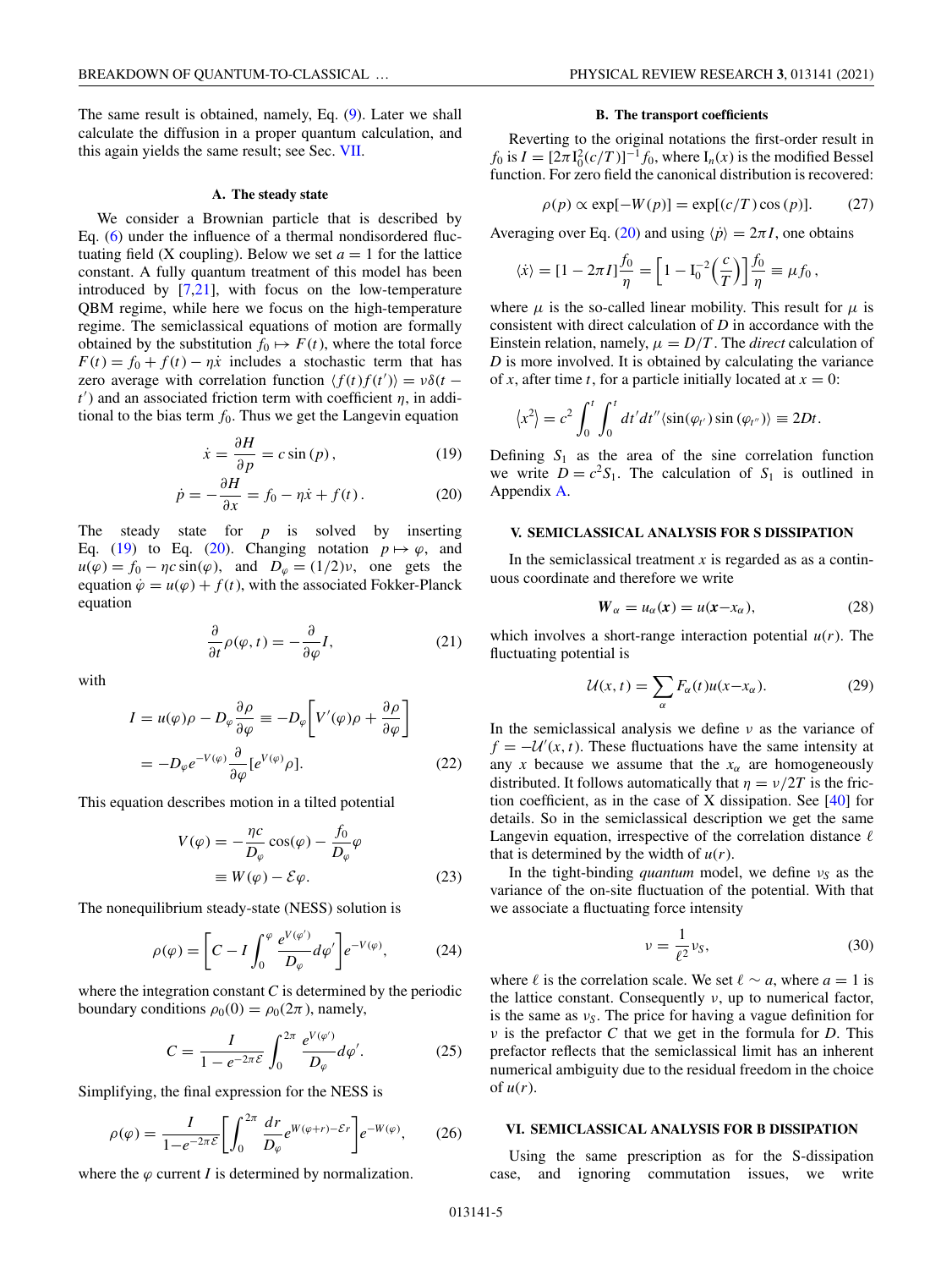The same result is obtained, namely, Eq. (9). Later we shall calculate the diffusion in a proper quantum calculation, and this again yields the same result; see Sec. VII.

### A. The steady state

We consider a Brownian particle that is described by Eq. (6) under the influence of a thermal nondisordered fluctuating field (X coupling). Below we set $a = 1$ for the lattice constant. A fully quantum treatment of this model has been introduced by [7,21], with focus on the low-temperature QBM regime, while here we focus on the high-temperature regime. The semiclassical equations of motion are formally obtained by the substitution $f_0 \mapsto F(t)$, where the total force $F(t) = f_0 + f(t) - \eta\dot{x}$ includes a stochastic term that has zero average with correlation function $\langle f(t)f(t')\rangle = \nu\delta(t - t')$ and an associated friction term with coefficient $\eta$, in additional to the bias term $f_0$. Thus we get the Langevin equation

$$\dot{x} = \frac{\partial H}{\partial p} = c\sin(p), \tag{19}$$

$$\dot{p} = -\frac{\partial H}{\partial x} = f_0 - \eta\dot{x} + f(t). \tag{20}$$

The steady state for $p$ is solved by inserting Eq. (19) to Eq. (20). Changing notation $p \mapsto \varphi$, and $u(\varphi) = f_0 - \eta c\sin(\varphi)$, and $D_\varphi = (1/2)\nu$, one gets the equation $\dot{\varphi} = u(\varphi) + f(t)$, with the associated Fokker-Planck equation

$$\frac{\partial}{\partial t}\rho(\varphi, t) = -\frac{\partial}{\partial \varphi}I, \tag{21}$$

with

$$I = u(\varphi)\rho - D_\varphi\frac{\partial \rho}{\partial \varphi} \equiv -D_\varphi\left[V'(\varphi)\rho + \frac{\partial \rho}{\partial \varphi}\right]$$
$$= -D_\varphi e^{-V(\varphi)}\frac{\partial}{\partial \varphi}[e^{V(\varphi)}\rho]. \tag{22}$$

This equation describes motion in a tilted potential

$$V(\varphi) = -\frac{\eta c}{D_\varphi}\cos(\varphi) - \frac{f_0}{D_\varphi}\varphi$$
$$\equiv W(\varphi) - \mathcal{E}\varphi. \tag{23}$$

The nonequilibrium steady-state (NESS) solution is

$$\rho(\varphi) = \left[C - I\int_0^{\varphi}\frac{e^{V(\varphi')}}{D_\varphi}d\varphi'\right]e^{-V(\varphi)}, \tag{24}$$

where the integration constant $C$ is determined by the periodic boundary conditions $\rho_0(0) = \rho_0(2\pi)$, namely,

$$C = \frac{I}{1 - e^{-2\pi\mathcal{E}}}\int_0^{2\pi}\frac{e^{V(\varphi')}}{D_\varphi}d\varphi'. \tag{25}$$

Simplifying, the final expression for the NESS is

$$\rho(\varphi) = \frac{I}{1-e^{-2\pi\mathcal{E}}}\left[\int_0^{2\pi}\frac{dr}{D_\varphi}e^{W(\varphi+r)-\mathcal{E}r}\right]e^{-W(\varphi)}, \tag{26}$$

where the $\varphi$ current $I$ is determined by normalization.

### B. The transport coefficients

Reverting to the original notations the first-order result in $f_0$ is $I = [2\pi \mathrm{I}_0^2(c/T)]^{-1}f_0$, where $\mathrm{I}_n(x)$ is the modified Bessel function. For zero field the canonical distribution is recovered:

$$\rho(p) \propto \exp[-W(p)] = \exp[(c/T)\cos(p)]. \tag{27}$$

Averaging over Eq. (20) and using $\langle \dot{p}\rangle = 2\pi I$, one obtains

$$\langle \dot{x}\rangle = [1 - 2\pi I]\frac{f_0}{\eta} = \left[1 - \mathrm{I}_0^{-2}\left(\frac{c}{T}\right)\right]\frac{f_0}{\eta} \equiv \mu f_0\,,$$

where $\mu$ is the so-called linear mobility. This result for $\mu$ is consistent with direct calculation of $D$ in accordance with the Einstein relation, namely, $\mu = D/T$. The *direct* calculation of $D$ is more involved. It is obtained by calculating the variance of $x$, after time $t$, for a particle initially located at $x = 0$:

$$\langle x^2\rangle = c^2\int_0^t\int_0^t dt'dt''\langle\sin(\varphi_{t'})\sin(\varphi_{t''})\rangle \equiv 2Dt.$$

Defining $S_1$ as the area of the sine correlation function we write $D = c^2 S_1$. The calculation of $S_1$ is outlined in Appendix A.

## V. SEMICLASSICAL ANALYSIS FOR S DISSIPATION

In the semiclassical treatment $x$ is regarded as as a continuous coordinate and therefore we write

$$\boldsymbol{W}_\alpha = u_\alpha(\boldsymbol{x}) = u(\boldsymbol{x}-x_\alpha), \tag{28}$$

which involves a short-range interaction potential $u(r)$. The fluctuating potential is

$$\mathcal{U}(x, t) = \sum_\alpha F_\alpha(t)u(x-x_\alpha). \tag{29}$$

In the semiclassical analysis we define $\nu$ as the variance of $f = -\mathcal{U}'(x, t)$. These fluctuations have the same intensity at any $x$ because we assume that the $x_\alpha$ are homogeneously distributed. It follows automatically that $\eta = \nu/2T$ is the friction coefficient, as in the case of X dissipation. See [40] for details. So in the semiclassical description we get the same Langevin equation, irrespective of the correlation distance $\ell$ that is determined by the width of $u(r)$.

In the tight-binding *quantum* model, we define $\nu_S$ as the variance of the on-site fluctuation of the potential. With that we associate a fluctuating force intensity

$$\nu = \frac{1}{\ell^2}\nu_S, \tag{30}$$

where $\ell$ is the correlation scale. We set $\ell \sim a$, where $a = 1$ is the lattice constant. Consequently $\nu$, up to numerical factor, is the same as $\nu_S$. The price for having a vague definition for $\nu$ is the prefactor $C$ that we get in the formula for $D$. This prefactor reflects that the semiclassical limit has an inherent numerical ambiguity due to the residual freedom in the choice of $u(r)$.

## VI. SEMICLASSICAL ANALYSIS FOR B DISSIPATION

Using the same prescription as for the S-dissipation case, and ignoring commutation issues, we write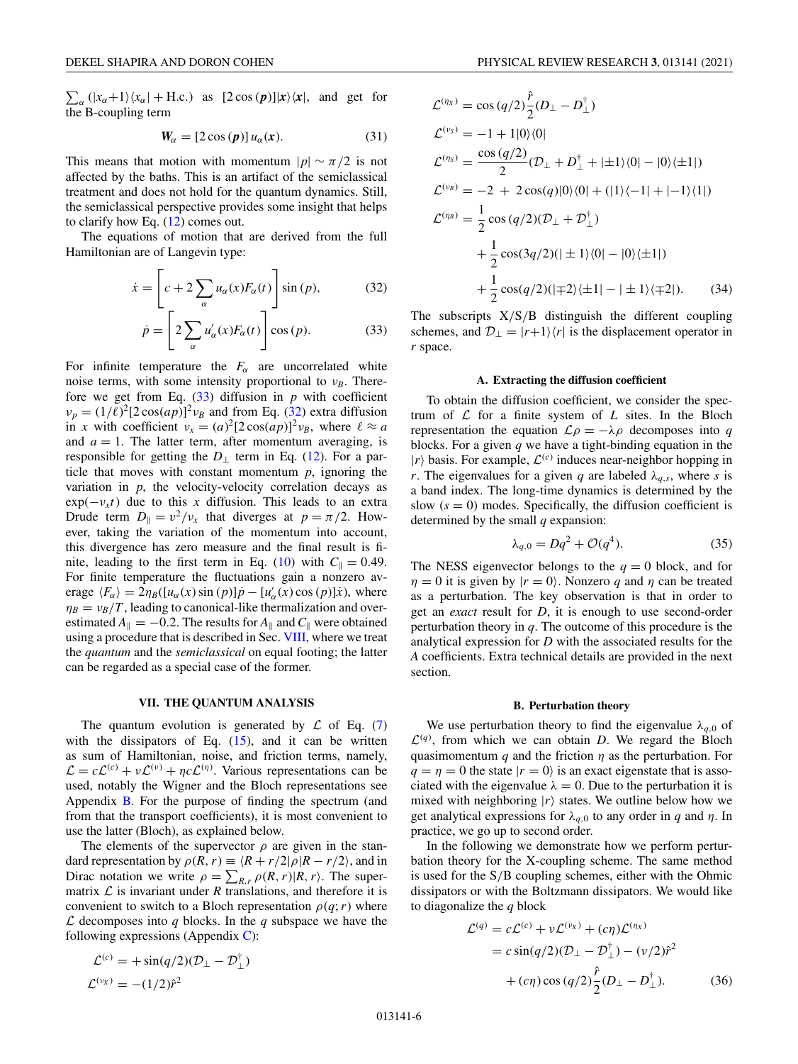$\sum_\alpha (|x_\alpha+1\rangle\langle x_\alpha| + \text{H.c.})$ as $[2\cos(\boldsymbol{p})]|\boldsymbol{x}\rangle\langle\boldsymbol{x}|$, and get for the B-coupling term

$$\boldsymbol{W}_\alpha = [2\cos(\boldsymbol{p})]\, u_\alpha(\boldsymbol{x}). \tag{31}$$

This means that motion with momentum $|p| \sim \pi/2$ is not affected by the baths. This is an artifact of the semiclassical treatment and does not hold for the quantum dynamics. Still, the semiclassical perspective provides some insight that helps to clarify how Eq. (12) comes out.

The equations of motion that are derived from the full Hamiltonian are of Langevin type:

$$\dot{x} = \left[c + 2\sum_\alpha u_\alpha(x)F_\alpha(t)\right]\sin(p), \tag{32}$$

$$\dot{p} = \left[2\sum_\alpha u'_\alpha(x)F_\alpha(t)\right]\cos(p). \tag{33}$$

For infinite temperature the $F_\alpha$ are uncorrelated white noise terms, with some intensity proportional to $\nu_B$. Therefore we get from Eq. (33) diffusion in $p$ with coefficient $\nu_p = (1/\ell)^2[2\cos(ap)]^2\nu_B$ and from Eq. (32) extra diffusion in $x$ with coefficient $\nu_x = (a)^2[2\cos(ap)]^2\nu_B$, where $\ell \approx a$ and $a = 1$. The latter term, after momentum averaging, is responsible for getting the $D_\perp$ term in Eq. (12). For a particle that moves with constant momentum $p$, ignoring the variation in $p$, the velocity-velocity correlation decays as $\exp(-\nu_x t)$ due to this $x$ diffusion. This leads to an extra Drude term $D_\parallel = v^2/\nu_x$ that diverges at $p = \pi/2$. However, taking the variation of the momentum into account, this divergence has zero measure and the final result is finite, leading to the first term in Eq. (10) with $C_\parallel = 0.49$. For finite temperature the fluctuations gain a nonzero average $\langle F_\alpha\rangle = 2\eta_B([u_\alpha(x)\sin(p)]\dot{p} - [u'_\alpha(x)\cos(p)]\dot{x})$, where $\eta_B = \nu_B/T$, leading to canonical-like thermalization and overestimated $A_\parallel = -0.2$. The results for $A_\parallel$ and $C_\parallel$ were obtained using a procedure that is described in Sec. VIII, where we treat the *quantum* and the *semiclassical* on equal footing; the latter can be regarded as a special case of the former.

## VII. THE QUANTUM ANALYSIS

The quantum evolution is generated by $\mathcal{L}$ of Eq. (7) with the dissipators of Eq. (15), and it can be written as sum of Hamiltonian, noise, and friction terms, namely, $\mathcal{L} = c\mathcal{L}^{(c)} + \nu\mathcal{L}^{(\nu)} + \eta c\mathcal{L}^{(\eta)}$. Various representations can be used, notably the Wigner and the Bloch representations see Appendix B. For the purpose of finding the spectrum (and from that the transport coefficients), it is most convenient to use the latter (Bloch), as explained below.

The elements of the supervector $\rho$ are given in the standard representation by $\rho(R,r) \equiv \langle R + r/2|\rho|R - r/2\rangle$, and in Dirac notation we write $\rho = \sum_{R,r}\rho(R,r)|R,r\rangle$. The supermatrix $\mathcal{L}$ is invariant under $R$ translations, and therefore it is convenient to switch to a Bloch representation $\rho(q;r)$ where $\mathcal{L}$ decomposes into $q$ blocks. In the $q$ subspace we have the following expressions (Appendix C):

$$\mathcal{L}^{(c)} = +\sin(q/2)(\mathcal{D}_\perp - \mathcal{D}_\perp^\dagger)$$
$$\mathcal{L}^{(\nu_X)} = -(1/2)\hat{r}^2$$
$$\mathcal{L}^{(\eta_X)} = \cos(q/2)\frac{\hat{r}}{2}(D_\perp - D_\perp^\dagger)$$
$$\mathcal{L}^{(\nu_S)} = -1 + 1|0\rangle\langle 0|$$
$$\mathcal{L}^{(\eta_S)} = \frac{\cos(q/2)}{2}(\mathcal{D}_\perp + D_\perp^\dagger + |\pm 1\rangle\langle 0| - |0\rangle\langle \pm 1|)$$
$$\mathcal{L}^{(\nu_B)} = -2 + 2\cos(q)|0\rangle\langle 0| + (|1\rangle\langle -1| + |-1\rangle\langle 1|)$$
$$\mathcal{L}^{(\eta_B)} = \frac{1}{2}\cos(q/2)(\mathcal{D}_\perp + \mathcal{D}_\perp^\dagger) + \frac{1}{2}\cos(3q/2)(|\pm 1\rangle\langle 0| - |0\rangle\langle \pm 1|) + \frac{1}{2}\cos(q/2)(|\mp 2\rangle\langle \pm 1| - |\pm 1\rangle\langle \mp 2|). \tag{34}$$

The subscripts X/S/B distinguish the different coupling schemes, and $\mathcal{D}_\perp = |r+1\rangle\langle r|$ is the displacement operator in $r$ space.

### A. Extracting the diffusion coefficient

To obtain the diffusion coefficient, we consider the spectrum of $\mathcal{L}$ for a finite system of $L$ sites. In the Bloch representation the equation $\mathcal{L}\rho = -\lambda\rho$ decomposes into $q$ blocks. For a given $q$ we have a tight-binding equation in the $|r\rangle$ basis. For example, $\mathcal{L}^{(c)}$ induces near-neighbor hopping in $r$. The eigenvalues for a given $q$ are labeled $\lambda_{q,s}$, where $s$ is a band index. The long-time dynamics is determined by the slow ($s = 0$) modes. Specifically, the diffusion coefficient is determined by the small $q$ expansion:

$$\lambda_{q,0} = Dq^2 + \mathcal{O}(q^4). \tag{35}$$

The NESS eigenvector belongs to the $q = 0$ block, and for $\eta = 0$ it is given by $|r = 0\rangle$. Nonzero $q$ and $\eta$ can be treated as a perturbation. The key observation is that in order to get an *exact* result for $D$, it is enough to use second-order perturbation theory in $q$. The outcome of this procedure is the analytical expression for $D$ with the associated results for the $A$ coefficients. Extra technical details are provided in the next section.

### B. Perturbation theory

We use perturbation theory to find the eigenvalue $\lambda_{q,0}$ of $\mathcal{L}^{(q)}$, from which we can obtain $D$. We regard the Bloch quasimomentum $q$ and the friction $\eta$ as the perturbation. For $q = \eta = 0$ the state $|r = 0\rangle$ is an exact eigenstate that is associated with the eigenvalue $\lambda = 0$. Due to the perturbation it is mixed with neighboring $|r\rangle$ states. We outline below how we get analytical expressions for $\lambda_{q,0}$ to any order in $q$ and $\eta$. In practice, we go up to second order.

In the following we demonstrate how we perform perturbation theory for the X-coupling scheme. The same method is used for the S/B coupling schemes, either with the Ohmic dissipators or with the Boltzmann dissipators. We would like to diagonalize the $q$ block

$$\mathcal{L}^{(q)} = c\mathcal{L}^{(c)} + \nu\mathcal{L}^{(\nu_X)} + (c\eta)\mathcal{L}^{(\eta_X)}$$
$$= c\sin(q/2)(\mathcal{D}_\perp - \mathcal{D}_\perp^\dagger) - (\nu/2)\hat{r}^2 + (c\eta)\cos(q/2)\frac{\hat{r}}{2}(D_\perp - D_\perp^\dagger). \tag{36}$$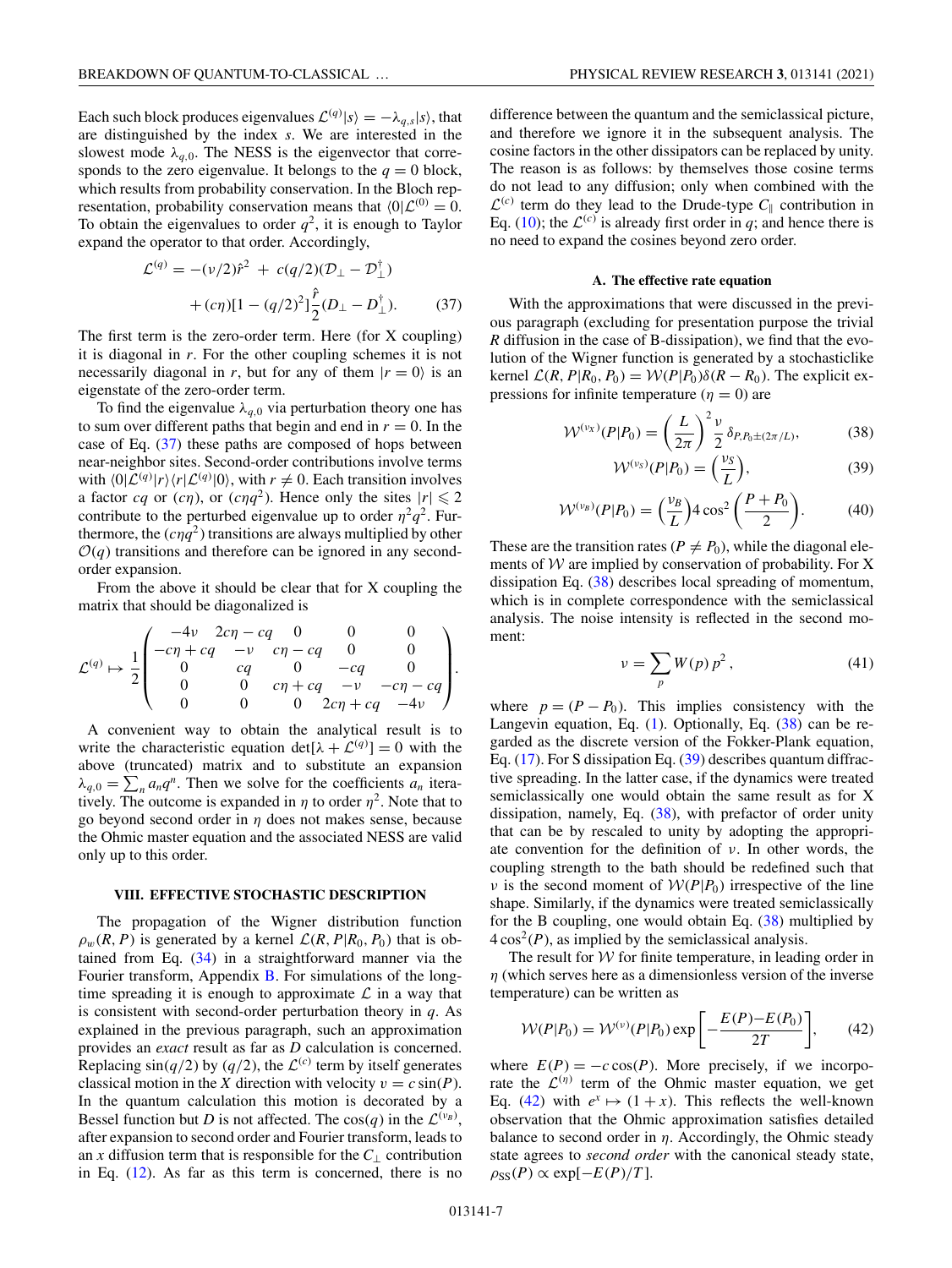Each such block produces eigenvalues $\mathcal{L}^{(q)}|s\rangle = -\lambda_{q,s}|s\rangle$, that are distinguished by the index $s$. We are interested in the slowest mode $\lambda_{q,0}$. The NESS is the eigenvector that corresponds to the zero eigenvalue. It belongs to the $q = 0$ block, which results from probability conservation. In the Bloch representation, probability conservation means that $\langle 0|\mathcal{L}^{(0)} = 0$. To obtain the eigenvalues to order $q^2$, it is enough to Taylor expand the operator to that order. Accordingly,

$$\mathcal{L}^{(q)} = -(\nu/2)\hat{r}^2 \ + \ c(q/2)(\mathcal{D}_\perp - \mathcal{D}_\perp^\dagger) \\ + (c\eta)[1-(q/2)^2]\frac{\hat{r}}{2}(D_\perp - D_\perp^\dagger). \qquad (37)$$

The first term is the zero-order term. Here (for X coupling) it is diagonal in $r$. For the other coupling schemes it is not necessarily diagonal in $r$, but for any of them $|r = 0\rangle$ is an eigenstate of the zero-order term.

To find the eigenvalue $\lambda_{q,0}$ via perturbation theory one has to sum over different paths that begin and end in $r = 0$. In the case of Eq. (37) these paths are composed of hops between near-neighbor sites. Second-order contributions involve terms with $\langle 0|\mathcal{L}^{(q)}|r\rangle\langle r|\mathcal{L}^{(q)}|0\rangle$, with $r \neq 0$. Each transition involves a factor $cq$ or $(c\eta)$, or $(c\eta q^2)$. Hence only the sites $|r| \leqslant 2$ contribute to the perturbed eigenvalue up to order $\eta^2 q^2$. Furthermore, the $(c\eta q^2)$ transitions are always multiplied by other $\mathcal{O}(q)$ transitions and therefore can be ignored in any second-order expansion.

From the above it should be clear that for X coupling the matrix that should be diagonalized is

$$\mathcal{L}^{(q)} \mapsto \frac{1}{2}\begin{pmatrix} -4\nu & 2c\eta - cq & 0 & 0 & 0 \\ -c\eta + cq & -\nu & c\eta - cq & 0 & 0 \\ 0 & cq & 0 & -cq & 0 \\ 0 & 0 & c\eta + cq & -\nu & -c\eta - cq \\ 0 & 0 & 0 & 2c\eta + cq & -4\nu \end{pmatrix}.$$

A convenient way to obtain the analytical result is to write the characteristic equation $\det[\lambda + \mathcal{L}^{(q)}] = 0$ with the above (truncated) matrix and to substitute an expansion $\lambda_{q,0} = \sum_n a_n q^n$. Then we solve for the coefficients $a_n$ iteratively. The outcome is expanded in $\eta$ to order $\eta^2$. Note that to go beyond second order in $\eta$ does not makes sense, because the Ohmic master equation and the associated NESS are valid only up to this order.

## VIII. EFFECTIVE STOCHASTIC DESCRIPTION

The propagation of the Wigner distribution function $\rho_w(R, P)$ is generated by a kernel $\mathcal{L}(R, P|R_0, P_0)$ that is obtained from Eq. (34) in a straightforward manner via the Fourier transform, Appendix B. For simulations of the long-time spreading it is enough to approximate $\mathcal{L}$ in a way that is consistent with second-order perturbation theory in $q$. As explained in the previous paragraph, such an approximation provides an *exact* result as far as $D$ calculation is concerned. Replacing $\sin(q/2)$ by $(q/2)$, the $\mathcal{L}^{(c)}$ term by itself generates classical motion in the $X$ direction with velocity $v = c\sin(P)$. In the quantum calculation this motion is decorated by a Bessel function but $D$ is not affected. The $\cos(q)$ in the $\mathcal{L}^{(\nu_B)}$, after expansion to second order and Fourier transform, leads to an $x$ diffusion term that is responsible for the $C_\perp$ contribution in Eq. (12). As far as this term is concerned, there is no difference between the quantum and the semiclassical picture, and therefore we ignore it in the subsequent analysis. The cosine factors in the other dissipators can be replaced by unity. The reason is as follows: by themselves those cosine terms do not lead to any diffusion; only when combined with the $\mathcal{L}^{(c)}$ term do they lead to the Drude-type $C_\parallel$ contribution in Eq. (10); the $\mathcal{L}^{(c)}$ is already first order in $q$; and hence there is no need to expand the cosines beyond zero order.

### A. The effective rate equation

With the approximations that were discussed in the previous paragraph (excluding for presentation purpose the trivial $R$ diffusion in the case of B-dissipation), we find that the evolution of the Wigner function is generated by a stochasticlike kernel $\mathcal{L}(R, P|R_0, P_0) = \mathcal{W}(P|P_0)\delta(R - R_0)$. The explicit expressions for infinite temperature ($\eta = 0$) are

$$\mathcal{W}^{(\nu_X)}(P|P_0) = \left(\frac{L}{2\pi}\right)^2 \frac{\nu}{2}\,\delta_{P,P_0\pm(2\pi/L)}, \qquad (38)$$

$$\mathcal{W}^{(\nu_S)}(P|P_0) = \left(\frac{\nu_S}{L}\right), \qquad (39)$$

$$\mathcal{W}^{(\nu_B)}(P|P_0) = \left(\frac{\nu_B}{L}\right)4\cos^2\left(\frac{P + P_0}{2}\right). \qquad (40)$$

These are the transition rates ($P \neq P_0$), while the diagonal elements of $\mathcal{W}$ are implied by conservation of probability. For X dissipation Eq. (38) describes local spreading of momentum, which is in complete correspondence with the semiclassical analysis. The noise intensity is reflected in the second moment:

$$\nu = \sum_p W(p)\,p^2\,, \qquad (41)$$

where $p = (P - P_0)$. This implies consistency with the Langevin equation, Eq. (1). Optionally, Eq. (38) can be regarded as the discrete version of the Fokker-Plank equation, Eq. (17). For S dissipation Eq. (39) describes quantum diffractive spreading. In the latter case, if the dynamics were treated semiclassically one would obtain the same result as for X dissipation, namely, Eq. (38), with prefactor of order unity that can be by rescaled to unity by adopting the appropriate convention for the definition of $\nu$. In other words, the coupling strength to the bath should be redefined such that $\nu$ is the second moment of $\mathcal{W}(P|P_0)$ irrespective of the line shape. Similarly, if the dynamics were treated semiclassically for the B coupling, one would obtain Eq. (38) multiplied by $4\cos^2(P)$, as implied by the semiclassical analysis.

The result for $\mathcal{W}$ for finite temperature, in leading order in $\eta$ (which serves here as a dimensionless version of the inverse temperature) can be written as

$$\mathcal{W}(P|P_0) = \mathcal{W}^{(\nu)}(P|P_0)\exp\left[-\frac{E(P) - E(P_0)}{2T}\right], \qquad (42)$$

where $E(P) = -c\cos(P)$. More precisely, if we incorporate the $\mathcal{L}^{(\eta)}$ term of the Ohmic master equation, we get Eq. (42) with $e^x \mapsto (1 + x)$. This reflects the well-known observation that the Ohmic approximation satisfies detailed balance to second order in $\eta$. Accordingly, the Ohmic steady state agrees to *second order* with the canonical steady state, $\rho_{SS}(P) \propto \exp[-E(P)/T]$.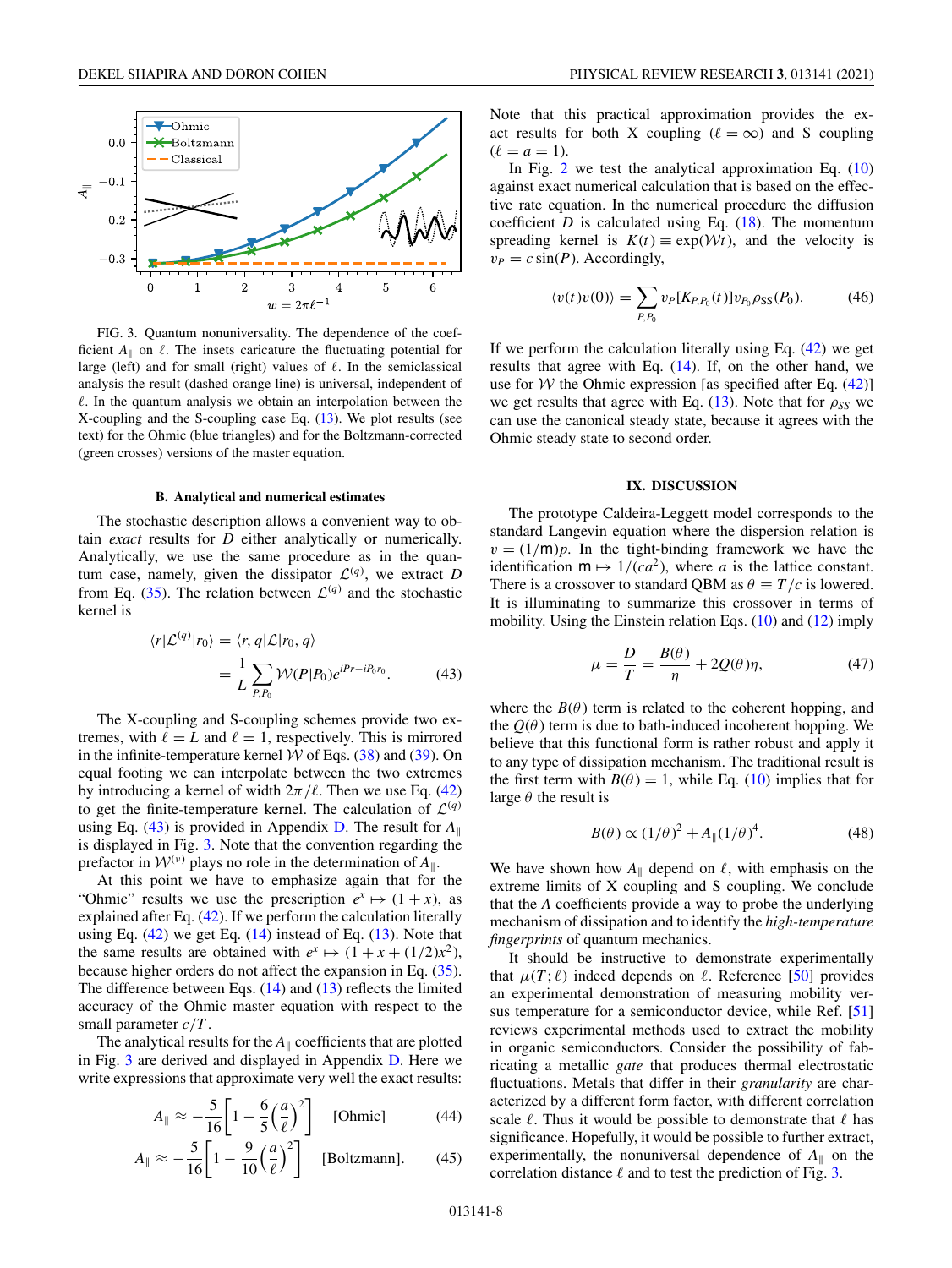FIG. 3. Quantum nonuniversality. The dependence of the coefficient $A_\parallel$ on $\ell$. The insets caricature the fluctuating potential for large (left) and for small (right) values of $\ell$. In the semiclassical analysis the result (dashed orange line) is universal, independent of $\ell$. In the quantum analysis we obtain an interpolation between the X-coupling and the S-coupling case Eq. (13). We plot results (see text) for the Ohmic (blue triangles) and for the Boltzmann-corrected (green crosses) versions of the master equation.

### B. Analytical and numerical estimates

The stochastic description allows a convenient way to obtain *exact* results for $D$ either analytically or numerically. Analytically, we use the same procedure as in the quantum case, namely, given the dissipator $\mathcal{L}^{(q)}$, we extract $D$ from Eq. (35). The relation between $\mathcal{L}^{(q)}$ and the stochastic kernel is

$$\langle r|\mathcal{L}^{(q)}|r_0\rangle = \langle r, q|\mathcal{L}|r_0, q\rangle = \frac{1}{L}\sum_{P,P_0} \mathcal{W}(P|P_0)e^{iPr - iP_0 r_0}. \quad (43)$$

The X-coupling and S-coupling schemes provide two extremes, with $\ell = L$ and $\ell = 1$, respectively. This is mirrored in the infinite-temperature kernel $\mathcal{W}$ of Eqs. (38) and (39). On equal footing we can interpolate between the two extremes by introducing a kernel of width $2\pi/\ell$. Then we use Eq. (42) to get the finite-temperature kernel. The calculation of $\mathcal{L}^{(q)}$ using Eq. (43) is provided in Appendix D. The result for $A_\parallel$ is displayed in Fig. 3. Note that the convention regarding the prefactor in $\mathcal{W}^{(\nu)}$ plays no role in the determination of $A_\parallel$.

At this point we have to emphasize again that for the "Ohmic" results we use the prescription $e^x \mapsto (1+x)$, as explained after Eq. (42). If we perform the calculation literally using Eq. (42) we get Eq. (14) instead of Eq. (13). Note that the same results are obtained with $e^x \mapsto (1 + x + (1/2)x^2)$, because higher orders do not affect the expansion in Eq. (35). The difference between Eqs. (14) and (13) reflects the limited accuracy of the Ohmic master equation with respect to the small parameter $c/T$.

The analytical results for the $A_\parallel$ coefficients that are plotted in Fig. 3 are derived and displayed in Appendix D. Here we write expressions that approximate very well the exact results:

$$A_\parallel \approx -\frac{5}{16}\left[1 - \frac{6}{5}\left(\frac{a}{\ell}\right)^2\right] \quad \text{[Ohmic]} \quad (44)$$

$$A_\parallel \approx -\frac{5}{16}\left[1 - \frac{9}{10}\left(\frac{a}{\ell}\right)^2\right] \quad \text{[Boltzmann]}. \quad (45)$$

Note that this practical approximation provides the exact results for both X coupling ($\ell = \infty$) and S coupling ($\ell = a = 1$).

In Fig. 2 we test the analytical approximation Eq. (10) against exact numerical calculation that is based on the effective rate equation. In the numerical procedure the diffusion coefficient $D$ is calculated using Eq. (18). The momentum spreading kernel is $K(t) \equiv \exp(\mathcal{W}t)$, and the velocity is $v_P = c\sin(P)$. Accordingly,

$$\langle v(t)v(0)\rangle = \sum_{P,P_0} v_P[K_{P,P_0}(t)]v_{P_0}\rho_{\text{SS}}(P_0). \quad (46)$$

If we perform the calculation literally using Eq. (42) we get results that agree with Eq. (14). If, on the other hand, we use for $\mathcal{W}$ the Ohmic expression [as specified after Eq. (42)] we get results that agree with Eq. (13). Note that for $\rho_{SS}$ we can use the canonical steady state, because it agrees with the Ohmic steady state to second order.

## IX. DISCUSSION

The prototype Caldeira-Leggett model corresponds to the standard Langevin equation where the dispersion relation is $v = (1/\mathsf{m})p$. In the tight-binding framework we have the identification $\mathsf{m} \mapsto 1/(ca^2)$, where $a$ is the lattice constant. There is a crossover to standard QBM as $\theta \equiv T/c$ is lowered. It is illuminating to summarize this crossover in terms of mobility. Using the Einstein relation Eqs. (10) and (12) imply

$$\mu = \frac{D}{T} = \frac{B(\theta)}{\eta} + 2Q(\theta)\eta, \quad (47)$$

where the $B(\theta)$ term is related to the coherent hopping, and the $Q(\theta)$ term is due to bath-induced incoherent hopping. We believe that this functional form is rather robust and apply it to any type of dissipation mechanism. The traditional result is the first term with $B(\theta) = 1$, while Eq. (10) implies that for large $\theta$ the result is

$$B(\theta) \propto (1/\theta)^2 + A_\parallel (1/\theta)^4. \quad (48)$$

We have shown how $A_\parallel$ depend on $\ell$, with emphasis on the extreme limits of X coupling and S coupling. We conclude that the $A$ coefficients provide a way to probe the underlying mechanism of dissipation and to identify the *high-temperature fingerprints* of quantum mechanics.

It should be instructive to demonstrate experimentally that $\mu(T;\ell)$ indeed depends on $\ell$. Reference [50] provides an experimental demonstration of measuring mobility versus temperature for a semiconductor device, while Ref. [51] reviews experimental methods used to extract the mobility in organic semiconductors. Consider the possibility of fabricating a metallic *gate* that produces thermal electrostatic fluctuations. Metals that differ in their *granularity* are characterized by a different form factor, with different correlation scale $\ell$. Thus it would be possible to demonstrate that $\ell$ has significance. Hopefully, it would be possible to further extract, experimentally, the nonuniversal dependence of $A_\parallel$ on the correlation distance $\ell$ and to test the prediction of Fig. 3.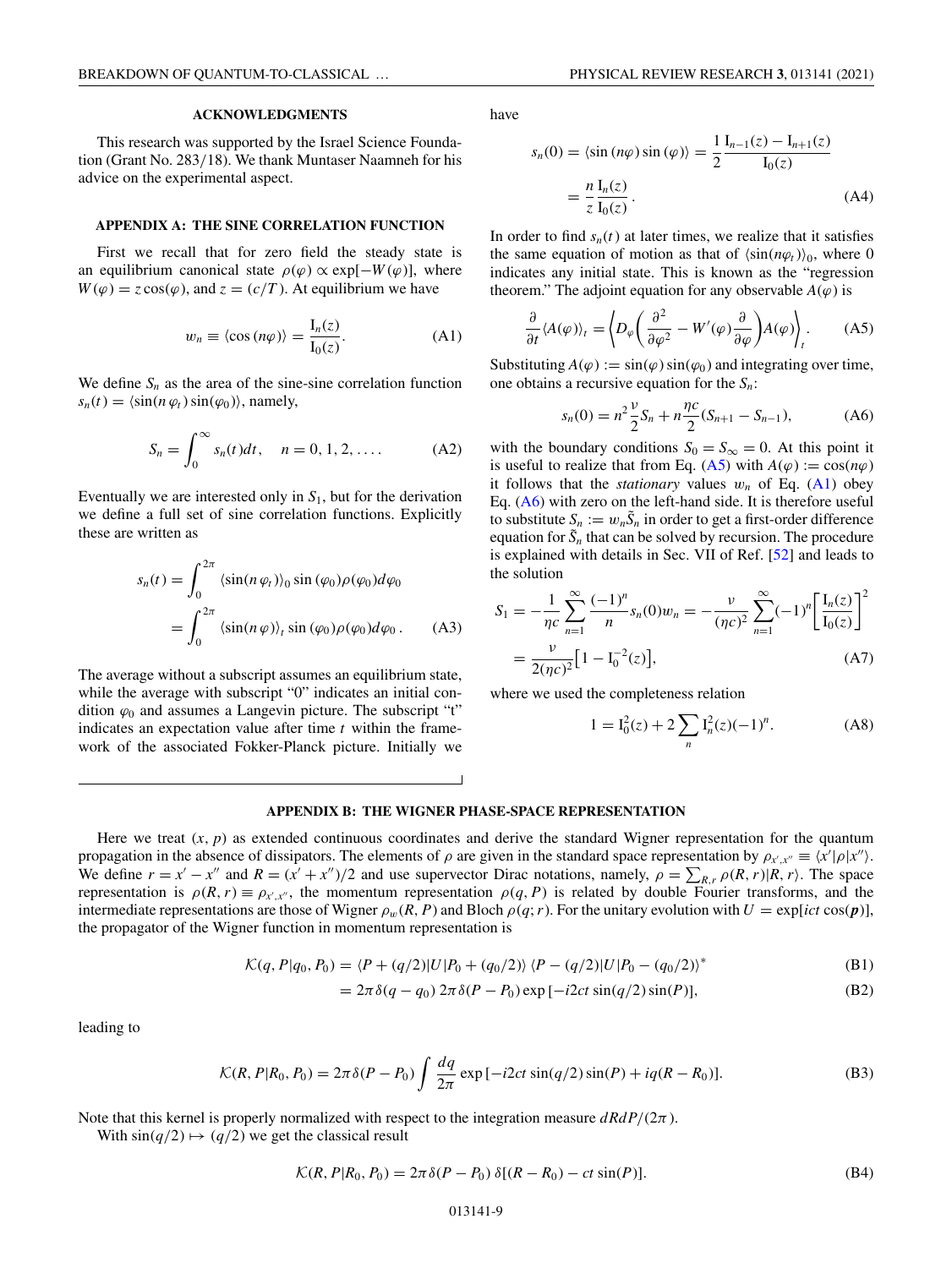## ACKNOWLEDGMENTS

This research was supported by the Israel Science Foundation (Grant No. 283/18). We thank Muntaser Naamneh for his advice on the experimental aspect.

## APPENDIX A: THE SINE CORRELATION FUNCTION

First we recall that for zero field the steady state is an equilibrium canonical state $\rho(\varphi) \propto \exp[-W(\varphi)]$, where $W(\varphi) = z\cos(\varphi)$, and $z = (c/T)$. At equilibrium we have

$$w_n \equiv \langle \cos(n\varphi) \rangle = \frac{\mathrm{I}_n(z)}{\mathrm{I}_0(z)}. \tag{A1}$$

We define $S_n$ as the area of the sine-sine correlation function $s_n(t) = \langle \sin(n\,\varphi_t)\sin(\varphi_0)\rangle$, namely,

$$S_n = \int_0^\infty s_n(t)dt, \quad n = 0, 1, 2, \ldots. \tag{A2}$$

Eventually we are interested only in $S_1$, but for the derivation we define a full set of sine correlation functions. Explicitly these are written as

$$\begin{aligned} s_n(t) &= \int_0^{2\pi} \langle \sin(n\,\varphi_t)\rangle_0 \sin(\varphi_0)\rho(\varphi_0)d\varphi_0 \\ &= \int_0^{2\pi} \langle \sin(n\,\varphi)\rangle_t \sin(\varphi_0)\rho(\varphi_0)d\varphi_0 \,. \end{aligned} \tag{A3}$$

The average without a subscript assumes an equilibrium state, while the average with subscript "0" indicates an initial condition $\varphi_0$ and assumes a Langevin picture. The subscript "t" indicates an expectation value after time $t$ within the framework of the associated Fokker-Planck picture. Initially we have

$$\begin{aligned} s_n(0) = \langle \sin(n\varphi)\sin(\varphi)\rangle &= \frac{1}{2}\frac{\mathrm{I}_{n-1}(z) - \mathrm{I}_{n+1}(z)}{\mathrm{I}_0(z)} \\ &= \frac{n}{z}\frac{\mathrm{I}_n(z)}{\mathrm{I}_0(z)}\,. \end{aligned} \tag{A4}$$

In order to find $s_n(t)$ at later times, we realize that it satisfies the same equation of motion as that of $\langle \sin(n\varphi_t)\rangle_0$, where 0 indicates any initial state. This is known as the "regression theorem." The adjoint equation for any observable $A(\varphi)$ is

$$\frac{\partial}{\partial t}\langle A(\varphi)\rangle_t = \left\langle D_\varphi\left(\frac{\partial^2}{\partial\varphi^2} - W'(\varphi)\frac{\partial}{\partial\varphi}\right)A(\varphi)\right\rangle_t. \tag{A5}$$

Substituting $A(\varphi) := \sin(\varphi)\sin(\varphi_0)$ and integrating over time, one obtains a recursive equation for the $S_n$:

$$s_n(0) = n^2\frac{\nu}{2}S_n + n\frac{\eta c}{2}(S_{n+1} - S_{n-1}), \tag{A6}$$

with the boundary conditions $S_0 = S_\infty = 0$. At this point it is useful to realize that from Eq. (A5) with $A(\varphi) := \cos(n\varphi)$ it follows that the *stationary* values $w_n$ of Eq. (A1) obey Eq. (A6) with zero on the left-hand side. It is therefore useful to substitute $S_n := w_n\tilde{S}_n$ in order to get a first-order difference equation for $\tilde{S}_n$ that can be solved by recursion. The procedure is explained with details in Sec. VII of Ref. [52] and leads to the solution

$$\begin{aligned} S_1 &= -\frac{1}{\eta c}\sum_{n=1}^{\infty}\frac{(-1)^n}{n}s_n(0)w_n = -\frac{\nu}{(\eta c)^2}\sum_{n=1}^{\infty}(-1)^n\left[\frac{\mathrm{I}_n(z)}{\mathrm{I}_0(z)}\right]^2 \\ &= \frac{\nu}{2(\eta c)^2}\left[1 - \mathrm{I}_0^{-2}(z)\right], \end{aligned} \tag{A7}$$

where we used the completeness relation

$$1 = \mathrm{I}_0^2(z) + 2\sum_n \mathrm{I}_n^2(z)(-1)^n. \tag{A8}$$

## APPENDIX B: THE WIGNER PHASE-SPACE REPRESENTATION

Here we treat $(x, p)$ as extended continuous coordinates and derive the standard Wigner representation for the quantum propagation in the absence of dissipators. The elements of $\rho$ are given in the standard space representation by $\rho_{x',x''} \equiv \langle x'|\rho|x''\rangle$. We define $r = x' - x''$ and $R = (x' + x'')/2$ and use supervector Dirac notations, namely, $\rho = \sum_{R,r}\rho(R, r)|R, r\rangle$. The space representation is $\rho(R, r) \equiv \rho_{x',x''}$, the momentum representation $\rho(q, P)$ is related by double Fourier transforms, and the intermediate representations are those of Wigner $\rho_w(R, P)$ and Bloch $\rho(q; r)$. For the unitary evolution with $U = \exp[ict\cos(\boldsymbol{p})]$, the propagator of the Wigner function in momentum representation is

$$\begin{aligned} \mathcal{K}(q, P|q_0, P_0) &= \langle P + (q/2)|U|P_0 + (q_0/2)\rangle\,\langle P - (q/2)|U|P_0 - (q_0/2)\rangle^* \end{aligned} \tag{B1}$$

$$= 2\pi\delta(q - q_0)\,2\pi\delta(P - P_0)\exp[-i2ct\sin(q/2)\sin(P)], \tag{B2}$$

leading to

$$\mathcal{K}(R, P|R_0, P_0) = 2\pi\delta(P - P_0)\int\frac{dq}{2\pi}\exp[-i2ct\sin(q/2)\sin(P) + iq(R - R_0)]. \tag{B3}$$

Note that this kernel is properly normalized with respect to the integration measure $dRdP/(2\pi)$.

With $\sin(q/2) \mapsto (q/2)$ we get the classical result

$$\mathcal{K}(R, P|R_0, P_0) = 2\pi\delta(P - P_0)\,\delta[(R - R_0) - ct\sin(P)]. \tag{B4}$$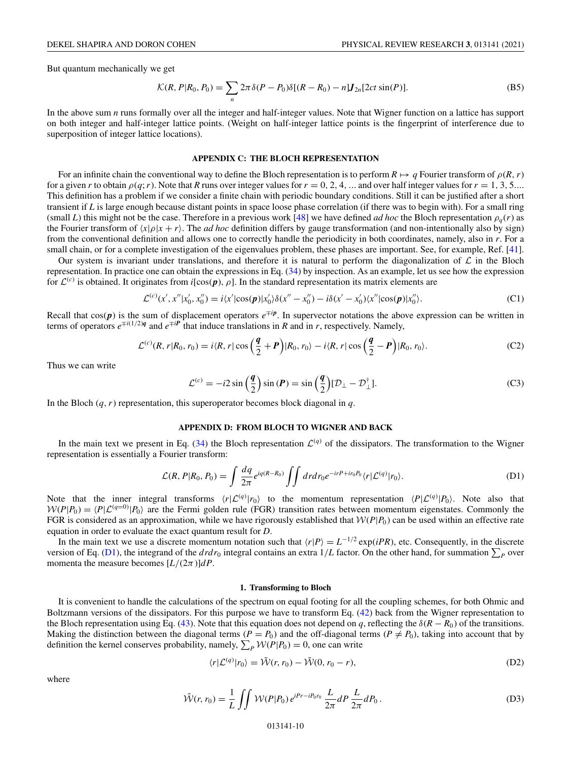But quantum mechanically we get

$$\mathcal{K}(R, P|R_0, P_0) = \sum_n 2\pi\delta(P - P_0)\delta[(R - R_0) - n]\boldsymbol{J}_{2n}[2ct\sin(P)]. \tag{B5}$$

In the above sum $n$ runs formally over all the integer and half-integer values. Note that Wigner function on a lattice has support on both integer and half-integer lattice points. (Weight on half-integer lattice points is the fingerprint of interference due to superposition of integer lattice locations).

## APPENDIX C: THE BLOCH REPRESENTATION

For an infinite chain the conventional way to define the Bloch representation is to perform $R \mapsto q$ Fourier transform of $\rho(R, r)$ for a given $r$ to obtain $\rho(q; r)$. Note that $R$ runs over integer values for $r = 0, 2, 4, \ldots$ and over half integer values for $r = 1, 3, 5 \ldots$. This definition has a problem if we consider a finite chain with periodic boundary conditions. Still it can be justified after a short transient if $L$ is large enough because distant points in space loose phase correlation (if there was to begin with). For a small ring (small $L$) this might not be the case. Therefore in a previous work [48] we have defined *ad hoc* the Bloch representation $\rho_q(r)$ as the Fourier transform of $\langle x|\rho|x + r\rangle$. The *ad hoc* definition differs by gauge transformation (and non-intentionally also by sign) from the conventional definition and allows one to correctly handle the periodicity in both coordinates, namely, also in $r$. For a small chain, or for a complete investigation of the eigenvalues problem, these phases are important. See, for example, Ref. [41].

Our system is invariant under translations, and therefore it is natural to perform the diagonalization of $\mathcal{L}$ in the Bloch representation. In practice one can obtain the expressions in Eq. (34) by inspection. As an example, let us see how the expression for $\mathcal{L}^{(c)}$ is obtained. It originates from $i[\cos(\boldsymbol{p}), \rho]$. In the standard representation its matrix elements are

$$\mathcal{L}^{(c)}(x', x''|x'_0, x''_0) = i\langle x'|\cos(\boldsymbol{p})|x'_0\rangle\delta(x'' - x''_0) - i\delta(x' - x'_0)\langle x''|\cos(\boldsymbol{p})|x''_0\rangle. \tag{C1}$$

Recall that $\cos(\boldsymbol{p})$ is the sum of displacement operators $e^{\mp i\boldsymbol{p}}$. In supervector notations the above expression can be written in terms of operators $e^{\mp i(1/2)\boldsymbol{q}}$ and $e^{\mp i\boldsymbol{P}}$ that induce translations in $R$ and in $r$, respectively. Namely,

$$\mathcal{L}^{(c)}(R, r|R_0, r_0) = i\langle R, r|\cos\left(\frac{\boldsymbol{q}}{2} + \boldsymbol{P}\right)|R_0, r_0\rangle - i\langle R, r|\cos\left(\frac{\boldsymbol{q}}{2} - \boldsymbol{P}\right)|R_0, r_0\rangle. \tag{C2}$$

Thus we can write

$$\mathcal{L}^{(c)} = -i2\sin\left(\frac{\boldsymbol{q}}{2}\right)\sin(\boldsymbol{P}) = \sin\left(\frac{\boldsymbol{q}}{2}\right)[\mathcal{D}_\perp - \mathcal{D}_\perp^\dagger]. \tag{C3}$$

In the Bloch $(q, r)$ representation, this superoperator becomes block diagonal in $q$.

## APPENDIX D: FROM BLOCH TO WIGNER AND BACK

In the main text we present in Eq. (34) the Bloch representation $\mathcal{L}^{(q)}$ of the dissipators. The transformation to the Wigner representation is essentially a Fourier transform:

$$\mathcal{L}(R, P|R_0, P_0) = \int \frac{dq}{2\pi}e^{iq(R-R_0)}\iint dr dr_0 e^{-irP+ir_0P_0}\langle r|\mathcal{L}^{(q)}|r_0\rangle. \tag{D1}$$

Note that the inner integral transforms $\langle r|\mathcal{L}^{(q)}|r_0\rangle$ to the momentum representation $\langle P|\mathcal{L}^{(q)}|P_0\rangle$. Note also that $\mathcal{W}(P|P_0) = \langle P|\mathcal{L}^{(q=0)}|P_0\rangle$ are the Fermi golden rule (FGR) transition rates between momentum eigenstates. Commonly the FGR is considered as an approximation, while we have rigorously established that $\mathcal{W}(P|P_0)$ can be used within an effective rate equation in order to evaluate the exact quantum result for $D$.

In the main text we use a discrete momentum notation such that $\langle r|P\rangle = L^{-1/2}\exp(iPR)$, etc. Consequently, in the discrete version of Eq. (D1), the integrand of the $drdr_0$ integral contains an extra $1/L$ factor. On the other hand, for summation $\sum_P$ over momenta the measure becomes $[L/(2\pi)]dP$.

### 1. Transforming to Bloch

It is convenient to handle the calculations of the spectrum on equal footing for all the coupling schemes, for both Ohmic and Boltzmann versions of the dissipators. For this purpose we have to transform Eq. (42) back from the Wigner representation to the Bloch representation using Eq. (43). Note that this equation does not depend on $q$, reflecting the $\delta(R - R_0)$ of the transitions. Making the distinction between the diagonal terms ($P = P_0$) and the off-diagonal terms ($P \neq P_0$), taking into account that by definition the kernel conserves probability, namely, $\sum_P \mathcal{W}(P|P_0) = 0$, one can write

$$\langle r|\mathcal{L}^{(q)}|r_0\rangle = \tilde{\mathcal{W}}(r, r_0) - \tilde{\mathcal{W}}(0, r_0 - r), \tag{D2}$$

where

$$\tilde{\mathcal{W}}(r, r_0) = \frac{1}{L}\iint \mathcal{W}(P|P_0)\, e^{iPr - iP_0r_0}\,\frac{L}{2\pi}dP\,\frac{L}{2\pi}dP_0\,. \tag{D3}$$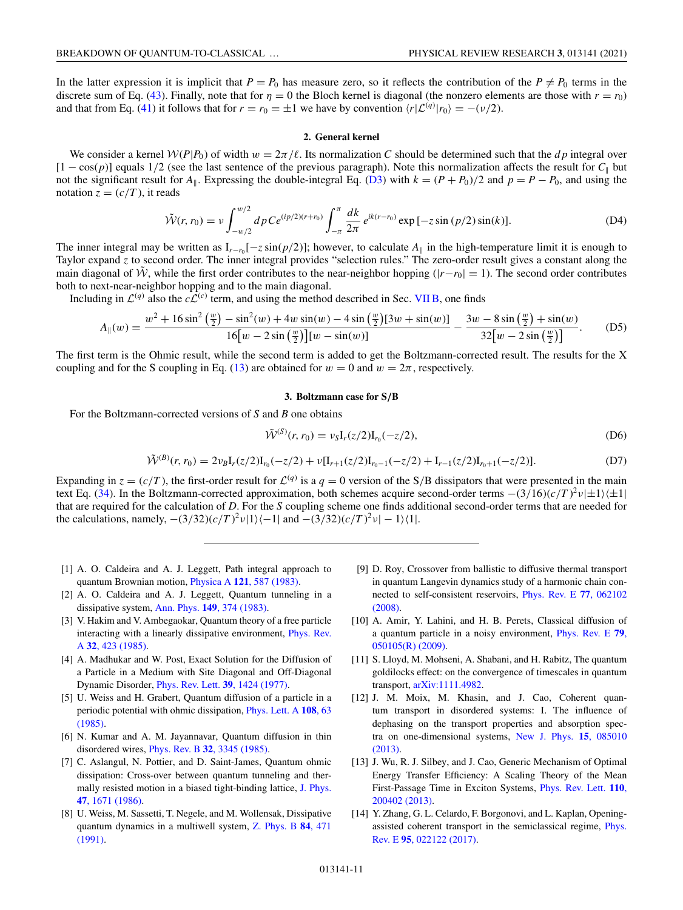In the latter expression it is implicit that $P = P_0$ has measure zero, so it reflects the contribution of the $P \neq P_0$ terms in the discrete sum of Eq. (43). Finally, note that for $\eta = 0$ the Bloch kernel is diagonal (the nonzero elements are those with $r = r_0$) and that from Eq. (41) it follows that for $r = r_0 = \pm 1$ we have by convention $\langle r|\mathcal{L}^{(q)}|r_0\rangle = -(\nu/2)$.

### 2. General kernel

We consider a kernel $\mathcal{W}(P|P_0)$ of width $w = 2\pi/\ell$. Its normalization $C$ should be determined such that the $dp$ integral over $[1 - \cos(p)]$ equals $1/2$ (see the last sentence of the previous paragraph). Note this normalization affects the result for $C_\parallel$ but not the significant result for $A_\parallel$. Expressing the double-integral Eq. (D3) with $k = (P + P_0)/2$ and $p = P - P_0$, and using the notation $z = (c/T)$, it reads

$$\tilde{\mathcal{W}}(r, r_0) = \nu \int_{-w/2}^{w/2} dp\, C e^{(ip/2)(r+r_0)} \int_{-\pi}^{\pi} \frac{dk}{2\pi} e^{ik(r-r_0)} \exp\left[-z \sin(p/2) \sin(k)\right]. \tag{D4}$$

The inner integral may be written as $\mathrm{I}_{r-r_0}[-z \sin(p/2)]$; however, to calculate $A_\parallel$ in the high-temperature limit it is enough to Taylor expand $z$ to second order. The inner integral provides "selection rules." The zero-order result gives a constant along the main diagonal of $\tilde{\mathcal{W}}$, while the first order contributes to the near-neighbor hopping ($|r - r_0| = 1$). The second order contributes both to next-near-neighbor hopping and to the main diagonal.

Including in $\mathcal{L}^{(q)}$ also the $c\mathcal{L}^{(c)}$ term, and using the method described in Sec. VII B, one finds

$$A_\parallel(w) = \frac{w^2 + 16\sin^2\left(\frac{w}{2}\right) - \sin^2(w) + 4w\sin(w) - 4\sin\left(\frac{w}{2}\right)[3w + \sin(w)]}{16\left[w - 2\sin\left(\frac{w}{2}\right)\right][w - \sin(w)]} - \frac{3w - 8\sin\left(\frac{w}{2}\right) + \sin(w)}{32\left[w - 2\sin\left(\frac{w}{2}\right)\right]}. \tag{D5}$$

The first term is the Ohmic result, while the second term is added to get the Boltzmann-corrected result. The results for the X coupling and for the S coupling in Eq. (13) are obtained for $w = 0$ and $w = 2\pi$, respectively.

### 3. Boltzmann case for S/B

For the Boltzmann-corrected versions of $S$ and $B$ one obtains

$$\tilde{\mathcal{W}}^{(S)}(r, r_0) = \nu_S \mathrm{I}_r(z/2)\mathrm{I}_{r_0}(-z/2), \tag{D6}$$

$$\tilde{\mathcal{W}}^{(B)}(r, r_0) = 2\nu_B \mathrm{I}_r(z/2)\mathrm{I}_{r_0}(-z/2) + \nu[\mathrm{I}_{r+1}(z/2)\mathrm{I}_{r_0-1}(-z/2) + \mathrm{I}_{r-1}(z/2)\mathrm{I}_{r_0+1}(-z/2)]. \tag{D7}$$

Expanding in $z = (c/T)$, the first-order result for $\mathcal{L}^{(q)}$ is a $q = 0$ version of the S/B dissipators that were presented in the main text Eq. (34). In the Boltzmann-corrected approximation, both schemes acquire second-order terms $-(3/16)(c/T)^2\nu|\pm 1\rangle\langle\pm 1|$ that are required for the calculation of $D$. For the $S$ coupling scheme one finds additional second-order terms that are needed for the calculations, namely, $-(3/32)(c/T)^2\nu|1\rangle\langle -1|$ and $-(3/32)(c/T)^2\nu|-1\rangle\langle 1|$.

---

[1] A. O. Caldeira and A. J. Leggett, Path integral approach to quantum Brownian motion, Physica A **121**, 587 (1983).

[2] A. O. Caldeira and A. J. Leggett, Quantum tunneling in a dissipative system, Ann. Phys. **149**, 374 (1983).

[3] V. Hakim and V. Ambegaokar, Quantum theory of a free particle interacting with a linearly dissipative environment, Phys. Rev. A **32**, 423 (1985).

[4] A. Madhukar and W. Post, Exact Solution for the Diffusion of a Particle in a Medium with Site Diagonal and Off-Diagonal Dynamic Disorder, Phys. Rev. Lett. **39**, 1424 (1977).

[5] U. Weiss and H. Grabert, Quantum diffusion of a particle in a periodic potential with ohmic dissipation, Phys. Lett. A **108**, 63 (1985).

[6] N. Kumar and A. M. Jayannavar, Quantum diffusion in thin disordered wires, Phys. Rev. B **32**, 3345 (1985).

[7] C. Aslangul, N. Pottier, and D. Saint-James, Quantum ohmic dissipation: Cross-over between quantum tunneling and thermally resisted motion in a biased tight-binding lattice, J. Phys. **47**, 1671 (1986).

[8] U. Weiss, M. Sassetti, T. Negele, and M. Wollensak, Dissipative quantum dynamics in a multiwell system, Z. Phys. B **84**, 471 (1991).

[9] D. Roy, Crossover from ballistic to diffusive thermal transport in quantum Langevin dynamics study of a harmonic chain connected to self-consistent reservoirs, Phys. Rev. E **77**, 062102 (2008).

[10] A. Amir, Y. Lahini, and H. B. Perets, Classical diffusion of a quantum particle in a noisy environment, Phys. Rev. E **79**, 050105(R) (2009).

[11] S. Lloyd, M. Mohseni, A. Shabani, and H. Rabitz, The quantum goldilocks effect: on the convergence of timescales in quantum transport, arXiv:1111.4982.

[12] J. M. Moix, M. Khasin, and J. Cao, Coherent quantum transport in disordered systems: I. The influence of dephasing on the transport properties and absorption spectra on one-dimensional systems, New J. Phys. **15**, 085010 (2013).

[13] J. Wu, R. J. Silbey, and J. Cao, Generic Mechanism of Optimal Energy Transfer Efficiency: A Scaling Theory of the Mean First-Passage Time in Exciton Systems, Phys. Rev. Lett. **110**, 200402 (2013).

[14] Y. Zhang, G. L. Celardo, F. Borgonovi, and L. Kaplan, Opening-assisted coherent transport in the semiclassical regime, Phys. Rev. E **95**, 022122 (2017).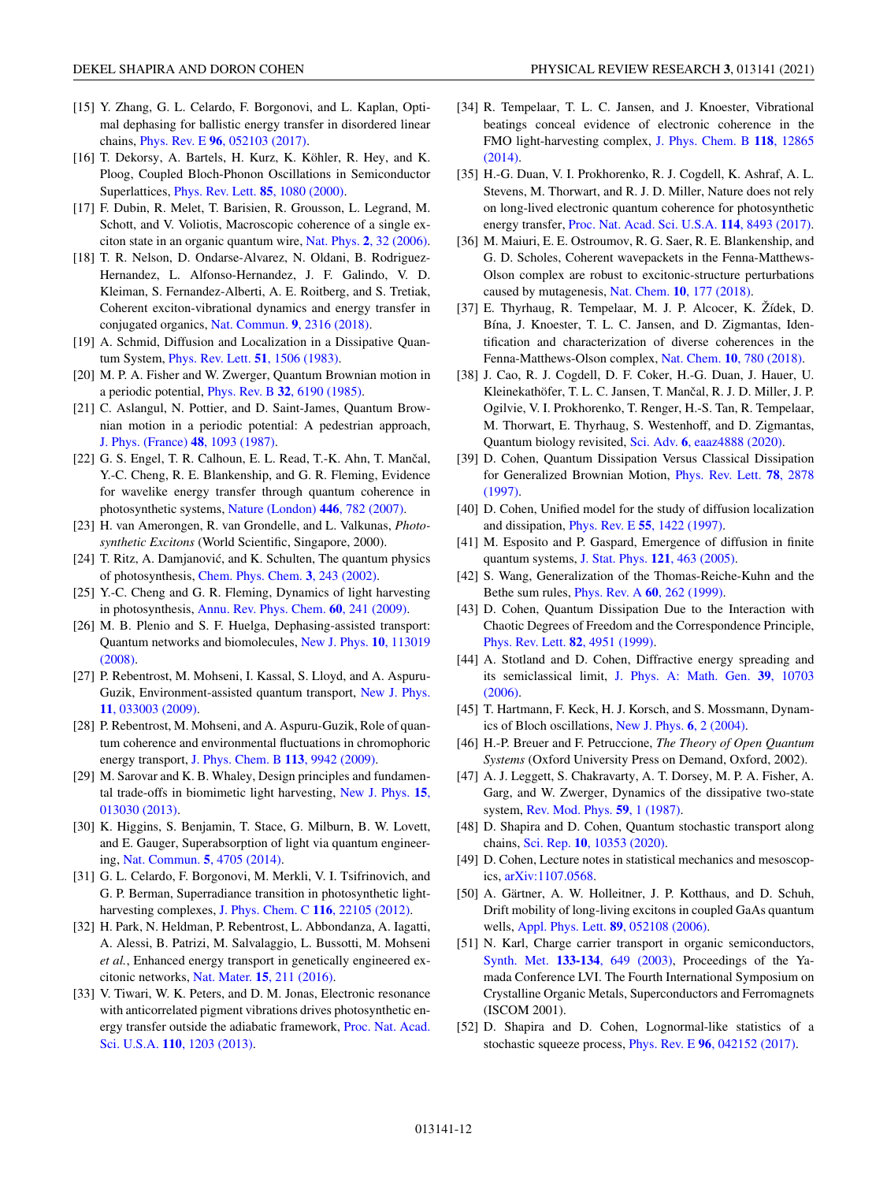[15] Y. Zhang, G. L. Celardo, F. Borgonovi, and L. Kaplan, Optimal dephasing for ballistic energy transfer in disordered linear chains, Phys. Rev. E **96**, 052103 (2017).

[16] T. Dekorsy, A. Bartels, H. Kurz, K. Köhler, R. Hey, and K. Ploog, Coupled Bloch-Phonon Oscillations in Semiconductor Superlattices, Phys. Rev. Lett. **85**, 1080 (2000).

[17] F. Dubin, R. Melet, T. Barisien, R. Grousson, L. Legrand, M. Schott, and V. Voliotis, Macroscopic coherence of a single exciton state in an organic quantum wire, Nat. Phys. **2**, 32 (2006).

[18] T. R. Nelson, D. Ondarse-Alvarez, N. Oldani, B. Rodriguez-Hernandez, L. Alfonso-Hernandez, J. F. Galindo, V. D. Kleiman, S. Fernandez-Alberti, A. E. Roitberg, and S. Tretiak, Coherent exciton-vibrational dynamics and energy transfer in conjugated organics, Nat. Commun. **9**, 2316 (2018).

[19] A. Schmid, Diffusion and Localization in a Dissipative Quantum System, Phys. Rev. Lett. **51**, 1506 (1983).

[20] M. P. A. Fisher and W. Zwerger, Quantum Brownian motion in a periodic potential, Phys. Rev. B **32**, 6190 (1985).

[21] C. Aslangul, N. Pottier, and D. Saint-James, Quantum Brownian motion in a periodic potential: A pedestrian approach, J. Phys. (France) **48**, 1093 (1987).

[22] G. S. Engel, T. R. Calhoun, E. L. Read, T.-K. Ahn, T. Mančal, Y.-C. Cheng, R. E. Blankenship, and G. R. Fleming, Evidence for wavelike energy transfer through quantum coherence in photosynthetic systems, Nature (London) **446**, 782 (2007).

[23] H. van Amerongen, R. van Grondelle, and L. Valkunas, *Photosynthetic Excitons* (World Scientific, Singapore, 2000).

[24] T. Ritz, A. Damjanović, and K. Schulten, The quantum physics of photosynthesis, Chem. Phys. Chem. **3**, 243 (2002).

[25] Y.-C. Cheng and G. R. Fleming, Dynamics of light harvesting in photosynthesis, Annu. Rev. Phys. Chem. **60**, 241 (2009).

[26] M. B. Plenio and S. F. Huelga, Dephasing-assisted transport: Quantum networks and biomolecules, New J. Phys. **10**, 113019 (2008).

[27] P. Rebentrost, M. Mohseni, I. Kassal, S. Lloyd, and A. Aspuru-Guzik, Environment-assisted quantum transport, New J. Phys. **11**, 033003 (2009).

[28] P. Rebentrost, M. Mohseni, and A. Aspuru-Guzik, Role of quantum coherence and environmental fluctuations in chromophoric energy transport, J. Phys. Chem. B **113**, 9942 (2009).

[29] M. Sarovar and K. B. Whaley, Design principles and fundamental trade-offs in biomimetic light harvesting, New J. Phys. **15**, 013030 (2013).

[30] K. Higgins, S. Benjamin, T. Stace, G. Milburn, B. W. Lovett, and E. Gauger, Superabsorption of light via quantum engineering, Nat. Commun. **5**, 4705 (2014).

[31] G. L. Celardo, F. Borgonovi, M. Merkli, V. I. Tsifrinovich, and G. P. Berman, Superradiance transition in photosynthetic light-harvesting complexes, J. Phys. Chem. C **116**, 22105 (2012).

[32] H. Park, N. Heldman, P. Rebentrost, L. Abbondanza, A. Iagatti, A. Alessi, B. Patrizi, M. Salvalaggio, L. Bussotti, M. Mohseni *et al.*, Enhanced energy transport in genetically engineered excitonic networks, Nat. Mater. **15**, 211 (2016).

[33] V. Tiwari, W. K. Peters, and D. M. Jonas, Electronic resonance with anticorrelated pigment vibrations drives photosynthetic energy transfer outside the adiabatic framework, Proc. Nat. Acad. Sci. U.S.A. **110**, 1203 (2013).

[34] R. Tempelaar, T. L. C. Jansen, and J. Knoester, Vibrational beatings conceal evidence of electronic coherence in the FMO light-harvesting complex, J. Phys. Chem. B **118**, 12865 (2014).

[35] H.-G. Duan, V. I. Prokhorenko, R. J. Cogdell, K. Ashraf, A. L. Stevens, M. Thorwart, and R. J. D. Miller, Nature does not rely on long-lived electronic quantum coherence for photosynthetic energy transfer, Proc. Nat. Acad. Sci. U.S.A. **114**, 8493 (2017).

[36] M. Maiuri, E. E. Ostroumov, R. G. Saer, R. E. Blankenship, and G. D. Scholes, Coherent wavepackets in the Fenna-Matthews-Olson complex are robust to excitonic-structure perturbations caused by mutagenesis, Nat. Chem. **10**, 177 (2018).

[37] E. Thyrhaug, R. Tempelaar, M. J. P. Alcocer, K. Žídek, D. Bína, J. Knoester, T. L. C. Jansen, and D. Zigmantas, Identification and characterization of diverse coherences in the Fenna-Matthews-Olson complex, Nat. Chem. **10**, 780 (2018).

[38] J. Cao, R. J. Cogdell, D. F. Coker, H.-G. Duan, J. Hauer, U. Kleinekathöfer, T. L. C. Jansen, T. Mančal, R. J. D. Miller, J. P. Ogilvie, V. I. Prokhorenko, T. Renger, H.-S. Tan, R. Tempelaar, M. Thorwart, E. Thyrhaug, S. Westenhoff, and D. Zigmantas, Quantum biology revisited, Sci. Adv. **6**, eaaz4888 (2020).

[39] D. Cohen, Quantum Dissipation Versus Classical Dissipation for Generalized Brownian Motion, Phys. Rev. Lett. **78**, 2878 (1997).

[40] D. Cohen, Unified model for the study of diffusion localization and dissipation, Phys. Rev. E **55**, 1422 (1997).

[41] M. Esposito and P. Gaspard, Emergence of diffusion in finite quantum systems, J. Stat. Phys. **121**, 463 (2005).

[42] S. Wang, Generalization of the Thomas-Reiche-Kuhn and the Bethe sum rules, Phys. Rev. A **60**, 262 (1999).

[43] D. Cohen, Quantum Dissipation Due to the Interaction with Chaotic Degrees of Freedom and the Correspondence Principle, Phys. Rev. Lett. **82**, 4951 (1999).

[44] A. Stotland and D. Cohen, Diffractive energy spreading and its semiclassical limit, J. Phys. A: Math. Gen. **39**, 10703 (2006).

[45] T. Hartmann, F. Keck, H. J. Korsch, and S. Mossmann, Dynamics of Bloch oscillations, New J. Phys. **6**, 2 (2004).

[46] H.-P. Breuer and F. Petruccione, *The Theory of Open Quantum Systems* (Oxford University Press on Demand, Oxford, 2002).

[47] A. J. Leggett, S. Chakravarty, A. T. Dorsey, M. P. A. Fisher, A. Garg, and W. Zwerger, Dynamics of the dissipative two-state system, Rev. Mod. Phys. **59**, 1 (1987).

[48] D. Shapira and D. Cohen, Quantum stochastic transport along chains, Sci. Rep. **10**, 10353 (2020).

[49] D. Cohen, Lecture notes in statistical mechanics and mesoscopics, arXiv:1107.0568.

[50] A. Gärtner, A. W. Holleitner, J. P. Kotthaus, and D. Schuh, Drift mobility of long-living excitons in coupled GaAs quantum wells, Appl. Phys. Lett. **89**, 052108 (2006).

[51] N. Karl, Charge carrier transport in organic semiconductors, Synth. Met. **133-134**, 649 (2003), Proceedings of the Yamada Conference LVI. The Fourth International Symposium on Crystalline Organic Metals, Superconductors and Ferromagnets (ISCOM 2001).

[52] D. Shapira and D. Cohen, Lognormal-like statistics of a stochastic squeeze process, Phys. Rev. E **96**, 042152 (2017).